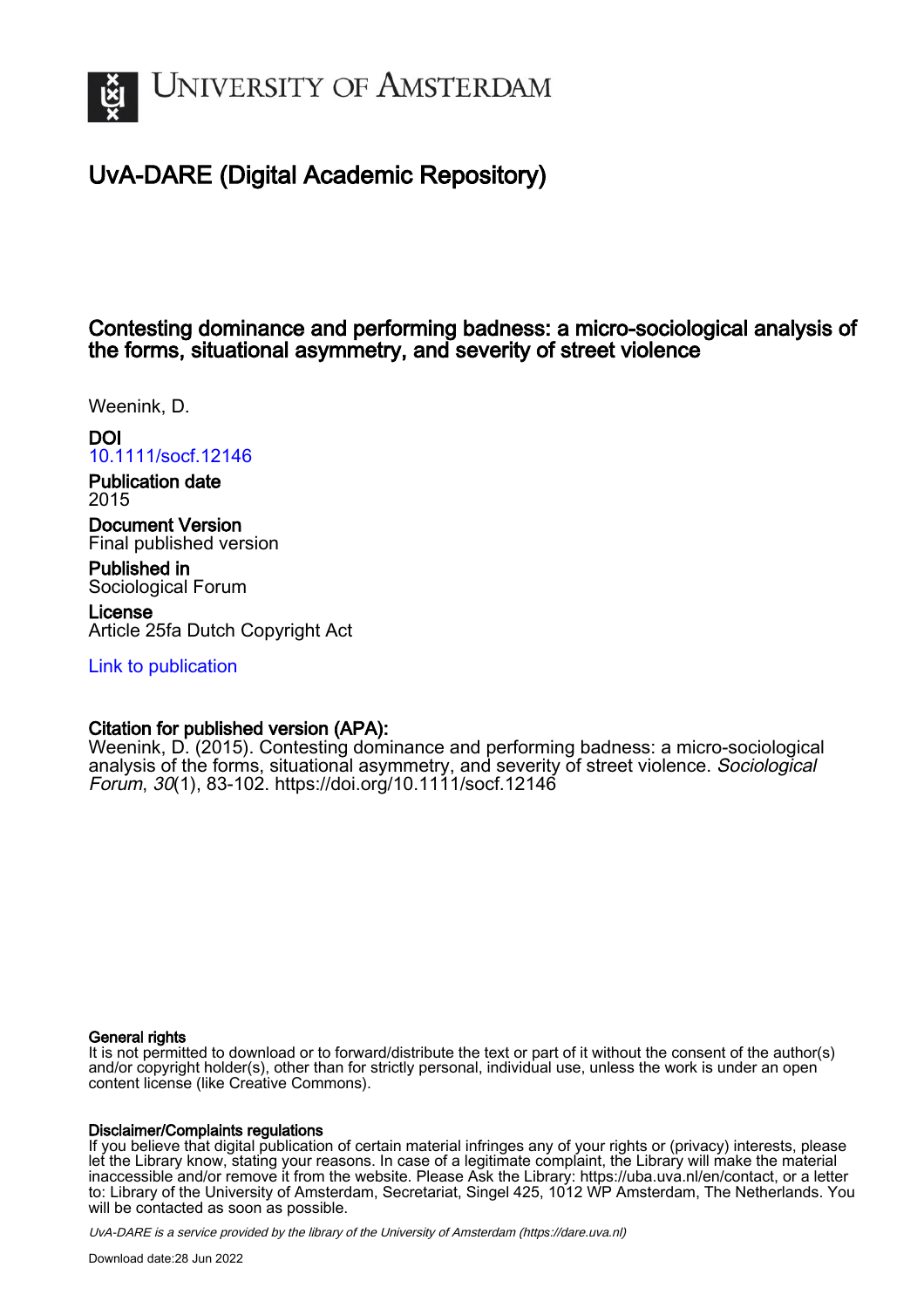# UvA-DARE (Digital Academic Repository)

## Contesting dominance and performing badness: a micro-sociological analysis of the forms, situational asymmetry, and severity of street violence

Weenink, D.

**DOI**
10.1111/socf.12146

**Publication date**
2015

**Document Version**
Final published version

**Published in**
Sociological Forum

**License**
Article 25fa Dutch Copyright Act

Link to publication

**Citation for published version (APA):**
Weenink, D. (2015). Contesting dominance and performing badness: a micro-sociological analysis of the forms, situational asymmetry, and severity of street violence. *Sociological Forum*, *30*(1), 83-102. https://doi.org/10.1111/socf.12146

**General rights**
It is not permitted to download or to forward/distribute the text or part of it without the consent of the author(s) and/or copyright holder(s), other than for strictly personal, individual use, unless the work is under an open content license (like Creative Commons).

**Disclaimer/Complaints regulations**
If you believe that digital publication of certain material infringes any of your rights or (privacy) interests, please let the Library know, stating your reasons. In case of a legitimate complaint, the Library will make the material inaccessible and/or remove it from the website. Please Ask the Library: https://uba.uva.nl/en/contact, or a letter to: Library of the University of Amsterdam, Secretariat, Singel 425, 1012 WP Amsterdam, The Netherlands. You will be contacted as soon as possible.

UvA-DARE is a service provided by the library of the University of Amsterdam (https://dare.uva.nl)

Download date:28 Jun 2022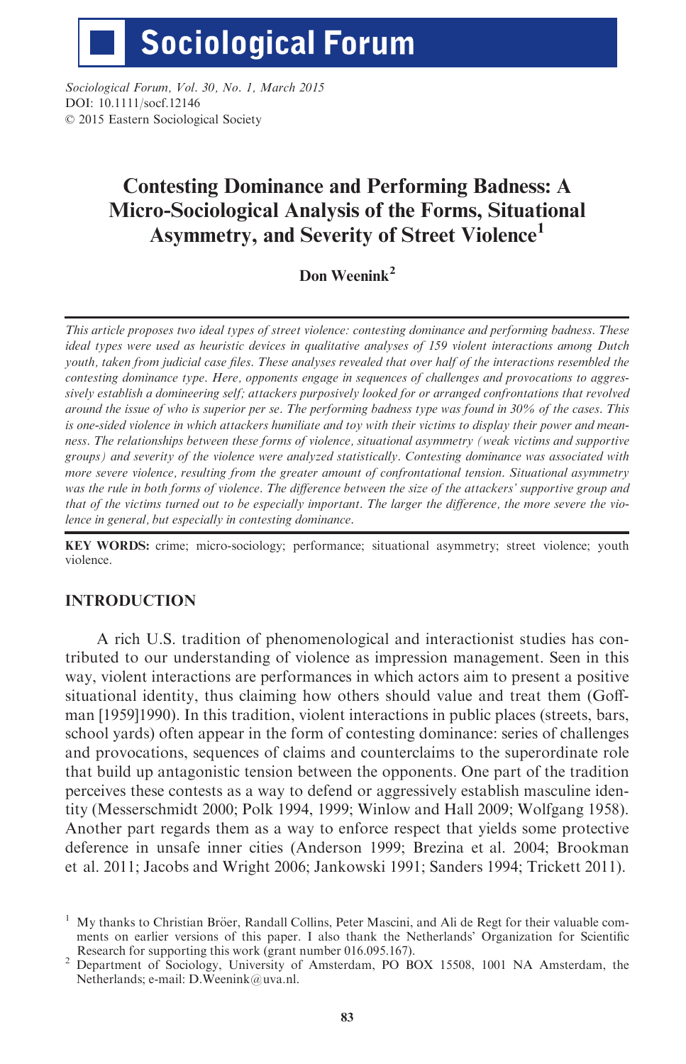# Sociological Forum

*Sociological Forum, Vol. 30, No. 1, March 2015*
DOI: 10.1111/socf.12146
© 2015 Eastern Sociological Society

# Contesting Dominance and Performing Badness: A Micro-Sociological Analysis of the Forms, Situational Asymmetry, and Severity of Street Violence[1]

**Don Weenink[2]**

*This article proposes two ideal types of street violence: contesting dominance and performing badness. These ideal types were used as heuristic devices in qualitative analyses of 159 violent interactions among Dutch youth, taken from judicial case files. These analyses revealed that over half of the interactions resembled the contesting dominance type. Here, opponents engage in sequences of challenges and provocations to aggressively establish a domineering self; attackers purposively looked for or arranged confrontations that revolved around the issue of who is superior per se. The performing badness type was found in 30% of the cases. This is one-sided violence in which attackers humiliate and toy with their victims to display their power and meanness. The relationships between these forms of violence, situational asymmetry (weak victims and supportive groups) and severity of the violence were analyzed statistically. Contesting dominance was associated with more severe violence, resulting from the greater amount of confrontational tension. Situational asymmetry was the rule in both forms of violence. The difference between the size of the attackers' supportive group and that of the victims turned out to be especially important. The larger the difference, the more severe the violence in general, but especially in contesting dominance.*

**KEY WORDS:** crime; micro-sociology; performance; situational asymmetry; street violence; youth violence.

## INTRODUCTION

A rich U.S. tradition of phenomenological and interactionist studies has contributed to our understanding of violence as impression management. Seen in this way, violent interactions are performances in which actors aim to present a positive situational identity, thus claiming how others should value and treat them (Goffman [1959]1990). In this tradition, violent interactions in public places (streets, bars, school yards) often appear in the form of contesting dominance: series of challenges and provocations, sequences of claims and counterclaims to the superordinate role that build up antagonistic tension between the opponents. One part of the tradition perceives these contests as a way to defend or aggressively establish masculine identity (Messerschmidt 2000; Polk 1994, 1999; Winlow and Hall 2009; Wolfgang 1958). Another part regards them as a way to enforce respect that yields some protective deference in unsafe inner cities (Anderson 1999; Brezina et al. 2004; Brookman et al. 2011; Jacobs and Wright 2006; Jankowski 1991; Sanders 1994; Trickett 2011).

[1] My thanks to Christian Bröer, Randall Collins, Peter Mascini, and Ali de Regt for their valuable comments on earlier versions of this paper. I also thank the Netherlands' Organization for Scientific Research for supporting this work (grant number 016.095.167).

[2] Department of Sociology, University of Amsterdam, PO BOX 15508, 1001 NA Amsterdam, the Netherlands; e-mail: D.Weenink@uva.nl.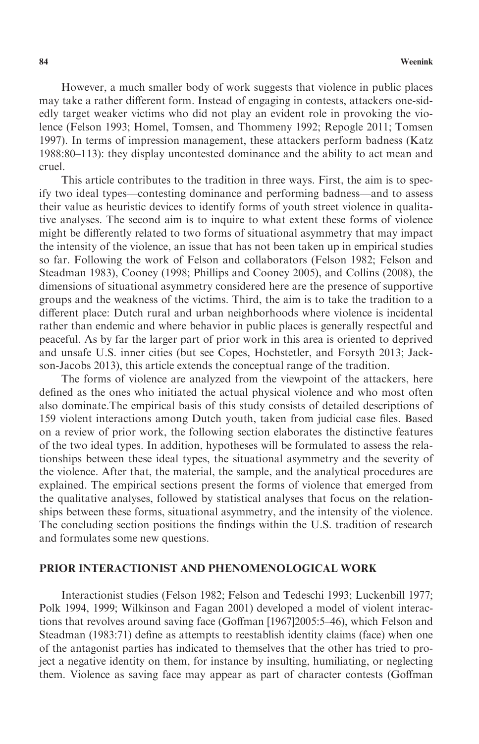However, a much smaller body of work suggests that violence in public places may take a rather different form. Instead of engaging in contests, attackers one-sidedly target weaker victims who did not play an evident role in provoking the violence (Felson 1993; Homel, Tomsen, and Thommeny 1992; Repogle 2011; Tomsen 1997). In terms of impression management, these attackers perform badness (Katz 1988:80–113): they display uncontested dominance and the ability to act mean and cruel.

This article contributes to the tradition in three ways. First, the aim is to specify two ideal types—contesting dominance and performing badness—and to assess their value as heuristic devices to identify forms of youth street violence in qualitative analyses. The second aim is to inquire to what extent these forms of violence might be differently related to two forms of situational asymmetry that may impact the intensity of the violence, an issue that has not been taken up in empirical studies so far. Following the work of Felson and collaborators (Felson 1982; Felson and Steadman 1983), Cooney (1998; Phillips and Cooney 2005), and Collins (2008), the dimensions of situational asymmetry considered here are the presence of supportive groups and the weakness of the victims. Third, the aim is to take the tradition to a different place: Dutch rural and urban neighborhoods where violence is incidental rather than endemic and where behavior in public places is generally respectful and peaceful. As by far the larger part of prior work in this area is oriented to deprived and unsafe U.S. inner cities (but see Copes, Hochstetler, and Forsyth 2013; Jackson-Jacobs 2013), this article extends the conceptual range of the tradition.

The forms of violence are analyzed from the viewpoint of the attackers, here defined as the ones who initiated the actual physical violence and who most often also dominate.The empirical basis of this study consists of detailed descriptions of 159 violent interactions among Dutch youth, taken from judicial case files. Based on a review of prior work, the following section elaborates the distinctive features of the two ideal types. In addition, hypotheses will be formulated to assess the relationships between these ideal types, the situational asymmetry and the severity of the violence. After that, the material, the sample, and the analytical procedures are explained. The empirical sections present the forms of violence that emerged from the qualitative analyses, followed by statistical analyses that focus on the relationships between these forms, situational asymmetry, and the intensity of the violence. The concluding section positions the findings within the U.S. tradition of research and formulates some new questions.

## PRIOR INTERACTIONIST AND PHENOMENOLOGICAL WORK

Interactionist studies (Felson 1982; Felson and Tedeschi 1993; Luckenbill 1977; Polk 1994, 1999; Wilkinson and Fagan 2001) developed a model of violent interactions that revolves around saving face (Goffman [1967]2005:5–46), which Felson and Steadman (1983:71) define as attempts to reestablish identity claims (face) when one of the antagonist parties has indicated to themselves that the other has tried to project a negative identity on them, for instance by insulting, humiliating, or neglecting them. Violence as saving face may appear as part of character contests (Goffman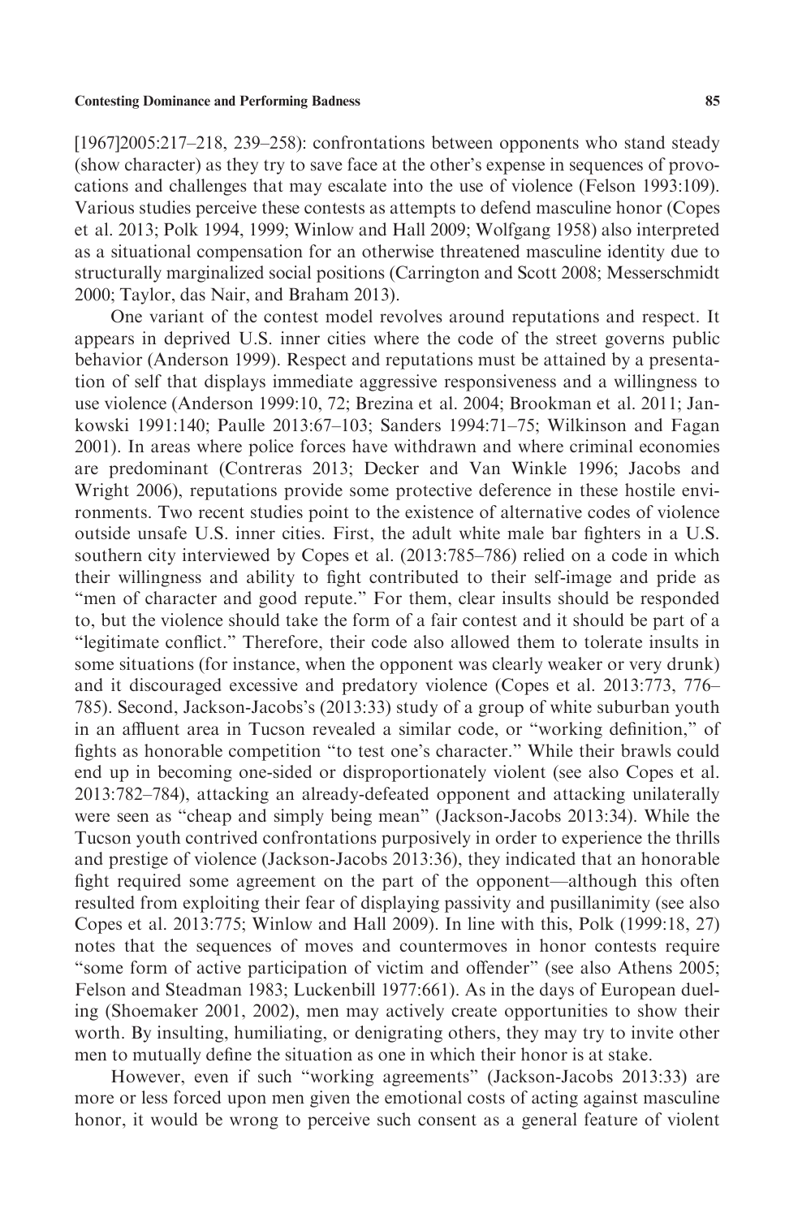[1967]2005:217–218, 239–258): confrontations between opponents who stand steady (show character) as they try to save face at the other's expense in sequences of provocations and challenges that may escalate into the use of violence (Felson 1993:109). Various studies perceive these contests as attempts to defend masculine honor (Copes et al. 2013; Polk 1994, 1999; Winlow and Hall 2009; Wolfgang 1958) also interpreted as a situational compensation for an otherwise threatened masculine identity due to structurally marginalized social positions (Carrington and Scott 2008; Messerschmidt 2000; Taylor, das Nair, and Braham 2013).

One variant of the contest model revolves around reputations and respect. It appears in deprived U.S. inner cities where the code of the street governs public behavior (Anderson 1999). Respect and reputations must be attained by a presentation of self that displays immediate aggressive responsiveness and a willingness to use violence (Anderson 1999:10, 72; Brezina et al. 2004; Brookman et al. 2011; Jankowski 1991:140; Paulle 2013:67–103; Sanders 1994:71–75; Wilkinson and Fagan 2001). In areas where police forces have withdrawn and where criminal economies are predominant (Contreras 2013; Decker and Van Winkle 1996; Jacobs and Wright 2006), reputations provide some protective deference in these hostile environments. Two recent studies point to the existence of alternative codes of violence outside unsafe U.S. inner cities. First, the adult white male bar fighters in a U.S. southern city interviewed by Copes et al. (2013:785–786) relied on a code in which their willingness and ability to fight contributed to their self-image and pride as "men of character and good repute." For them, clear insults should be responded to, but the violence should take the form of a fair contest and it should be part of a "legitimate conflict." Therefore, their code also allowed them to tolerate insults in some situations (for instance, when the opponent was clearly weaker or very drunk) and it discouraged excessive and predatory violence (Copes et al. 2013:773, 776–785). Second, Jackson-Jacobs's (2013:33) study of a group of white suburban youth in an affluent area in Tucson revealed a similar code, or "working definition," of fights as honorable competition "to test one's character." While their brawls could end up in becoming one-sided or disproportionately violent (see also Copes et al. 2013:782–784), attacking an already-defeated opponent and attacking unilaterally were seen as "cheap and simply being mean" (Jackson-Jacobs 2013:34). While the Tucson youth contrived confrontations purposively in order to experience the thrills and prestige of violence (Jackson-Jacobs 2013:36), they indicated that an honorable fight required some agreement on the part of the opponent—although this often resulted from exploiting their fear of displaying passivity and pusillanimity (see also Copes et al. 2013:775; Winlow and Hall 2009). In line with this, Polk (1999:18, 27) notes that the sequences of moves and countermoves in honor contests require "some form of active participation of victim and offender" (see also Athens 2005; Felson and Steadman 1983; Luckenbill 1977:661). As in the days of European dueling (Shoemaker 2001, 2002), men may actively create opportunities to show their worth. By insulting, humiliating, or denigrating others, they may try to invite other men to mutually define the situation as one in which their honor is at stake.

However, even if such "working agreements" (Jackson-Jacobs 2013:33) are more or less forced upon men given the emotional costs of acting against masculine honor, it would be wrong to perceive such consent as a general feature of violent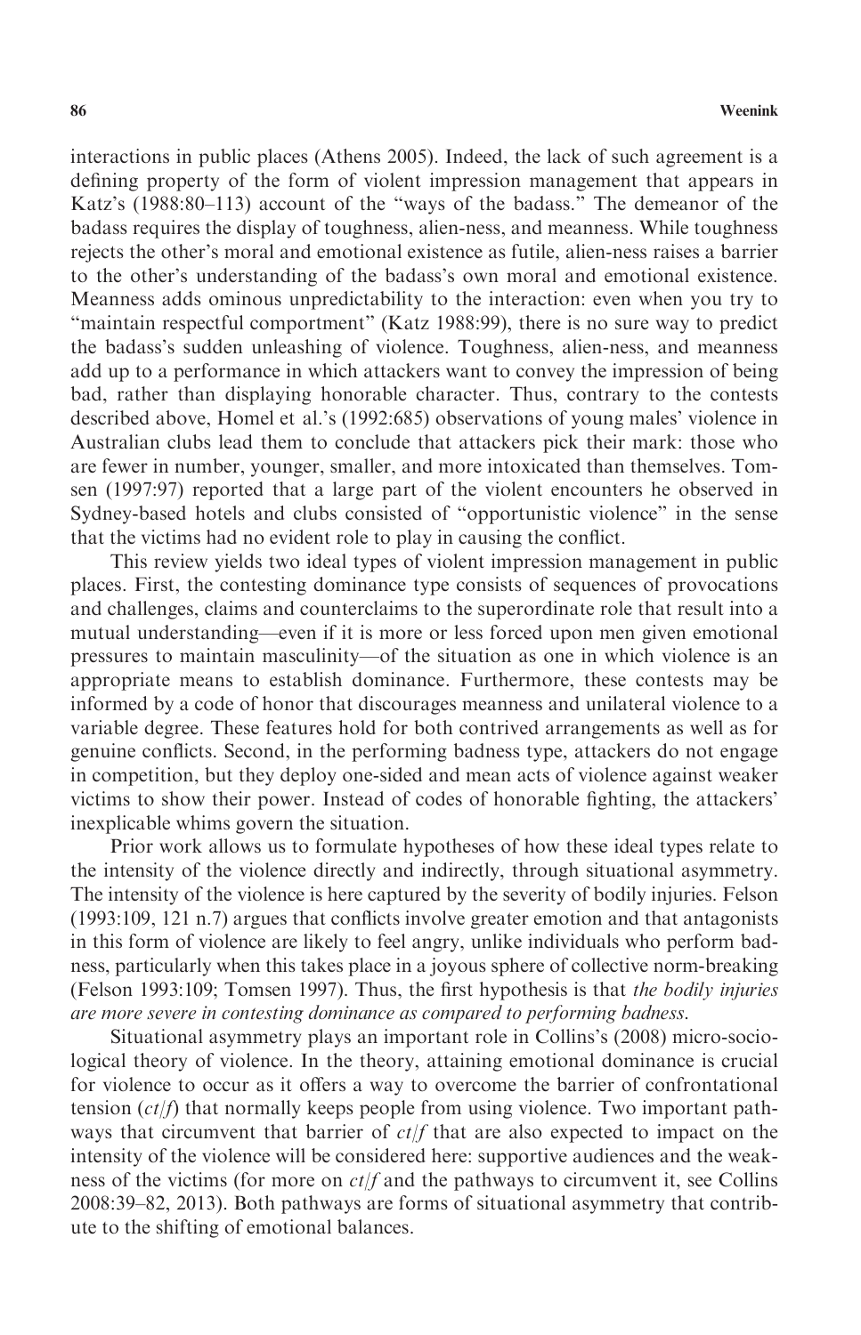interactions in public places (Athens 2005). Indeed, the lack of such agreement is a defining property of the form of violent impression management that appears in Katz's (1988:80–113) account of the "ways of the badass." The demeanor of the badass requires the display of toughness, alien-ness, and meanness. While toughness rejects the other's moral and emotional existence as futile, alien-ness raises a barrier to the other's understanding of the badass's own moral and emotional existence. Meanness adds ominous unpredictability to the interaction: even when you try to "maintain respectful comportment" (Katz 1988:99), there is no sure way to predict the badass's sudden unleashing of violence. Toughness, alien-ness, and meanness add up to a performance in which attackers want to convey the impression of being bad, rather than displaying honorable character. Thus, contrary to the contests described above, Homel et al.'s (1992:685) observations of young males' violence in Australian clubs lead them to conclude that attackers pick their mark: those who are fewer in number, younger, smaller, and more intoxicated than themselves. Tomsen (1997:97) reported that a large part of the violent encounters he observed in Sydney-based hotels and clubs consisted of "opportunistic violence" in the sense that the victims had no evident role to play in causing the conflict.

This review yields two ideal types of violent impression management in public places. First, the contesting dominance type consists of sequences of provocations and challenges, claims and counterclaims to the superordinate role that result into a mutual understanding—even if it is more or less forced upon men given emotional pressures to maintain masculinity—of the situation as one in which violence is an appropriate means to establish dominance. Furthermore, these contests may be informed by a code of honor that discourages meanness and unilateral violence to a variable degree. These features hold for both contrived arrangements as well as for genuine conflicts. Second, in the performing badness type, attackers do not engage in competition, but they deploy one-sided and mean acts of violence against weaker victims to show their power. Instead of codes of honorable fighting, the attackers' inexplicable whims govern the situation.

Prior work allows us to formulate hypotheses of how these ideal types relate to the intensity of the violence directly and indirectly, through situational asymmetry. The intensity of the violence is here captured by the severity of bodily injuries. Felson (1993:109, 121 n.7) argues that conflicts involve greater emotion and that antagonists in this form of violence are likely to feel angry, unlike individuals who perform badness, particularly when this takes place in a joyous sphere of collective norm-breaking (Felson 1993:109; Tomsen 1997). Thus, the first hypothesis is that *the bodily injuries are more severe in contesting dominance as compared to performing badness.*

Situational asymmetry plays an important role in Collins's (2008) micro-sociological theory of violence. In the theory, attaining emotional dominance is crucial for violence to occur as it offers a way to overcome the barrier of confrontational tension (*ct/f*) that normally keeps people from using violence. Two important pathways that circumvent that barrier of *ct/f* that are also expected to impact on the intensity of the violence will be considered here: supportive audiences and the weakness of the victims (for more on *ct/f* and the pathways to circumvent it, see Collins 2008:39–82, 2013). Both pathways are forms of situational asymmetry that contribute to the shifting of emotional balances.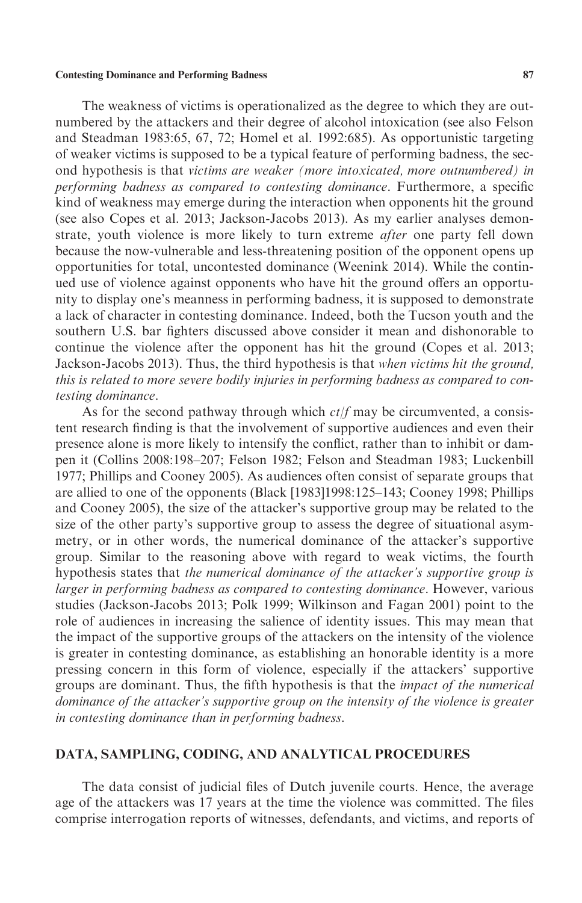The weakness of victims is operationalized as the degree to which they are outnumbered by the attackers and their degree of alcohol intoxication (see also Felson and Steadman 1983:65, 67, 72; Homel et al. 1992:685). As opportunistic targeting of weaker victims is supposed to be a typical feature of performing badness, the second hypothesis is that *victims are weaker (more intoxicated, more outnumbered) in performing badness as compared to contesting dominance*. Furthermore, a specific kind of weakness may emerge during the interaction when opponents hit the ground (see also Copes et al. 2013; Jackson-Jacobs 2013). As my earlier analyses demonstrate, youth violence is more likely to turn extreme *after* one party fell down because the now-vulnerable and less-threatening position of the opponent opens up opportunities for total, uncontested dominance (Weenink 2014). While the continued use of violence against opponents who have hit the ground offers an opportunity to display one's meanness in performing badness, it is supposed to demonstrate a lack of character in contesting dominance. Indeed, both the Tucson youth and the southern U.S. bar fighters discussed above consider it mean and dishonorable to continue the violence after the opponent has hit the ground (Copes et al. 2013; Jackson-Jacobs 2013). Thus, the third hypothesis is that *when victims hit the ground, this is related to more severe bodily injuries in performing badness as compared to contesting dominance*.

As for the second pathway through which *ct/f* may be circumvented, a consistent research finding is that the involvement of supportive audiences and even their presence alone is more likely to intensify the conflict, rather than to inhibit or dampen it (Collins 2008:198–207; Felson 1982; Felson and Steadman 1983; Luckenbill 1977; Phillips and Cooney 2005). As audiences often consist of separate groups that are allied to one of the opponents (Black [1983]1998:125–143; Cooney 1998; Phillips and Cooney 2005), the size of the attacker's supportive group may be related to the size of the other party's supportive group to assess the degree of situational asymmetry, or in other words, the numerical dominance of the attacker's supportive group. Similar to the reasoning above with regard to weak victims, the fourth hypothesis states that *the numerical dominance of the attacker's supportive group is larger in performing badness as compared to contesting dominance*. However, various studies (Jackson-Jacobs 2013; Polk 1999; Wilkinson and Fagan 2001) point to the role of audiences in increasing the salience of identity issues. This may mean that the impact of the supportive groups of the attackers on the intensity of the violence is greater in contesting dominance, as establishing an honorable identity is a more pressing concern in this form of violence, especially if the attackers' supportive groups are dominant. Thus, the fifth hypothesis is that the *impact of the numerical dominance of the attacker's supportive group on the intensity of the violence is greater in contesting dominance than in performing badness*.

## DATA, SAMPLING, CODING, AND ANALYTICAL PROCEDURES

The data consist of judicial files of Dutch juvenile courts. Hence, the average age of the attackers was 17 years at the time the violence was committed. The files comprise interrogation reports of witnesses, defendants, and victims, and reports of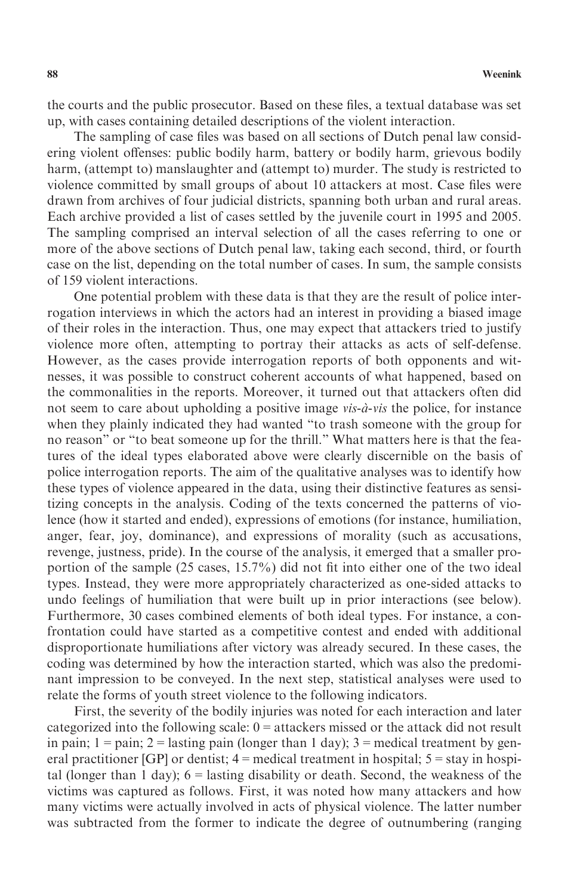the courts and the public prosecutor. Based on these files, a textual database was set up, with cases containing detailed descriptions of the violent interaction.

The sampling of case files was based on all sections of Dutch penal law considering violent offenses: public bodily harm, battery or bodily harm, grievous bodily harm, (attempt to) manslaughter and (attempt to) murder. The study is restricted to violence committed by small groups of about 10 attackers at most. Case files were drawn from archives of four judicial districts, spanning both urban and rural areas. Each archive provided a list of cases settled by the juvenile court in 1995 and 2005. The sampling comprised an interval selection of all the cases referring to one or more of the above sections of Dutch penal law, taking each second, third, or fourth case on the list, depending on the total number of cases. In sum, the sample consists of 159 violent interactions.

One potential problem with these data is that they are the result of police interrogation interviews in which the actors had an interest in providing a biased image of their roles in the interaction. Thus, one may expect that attackers tried to justify violence more often, attempting to portray their attacks as acts of self-defense. However, as the cases provide interrogation reports of both opponents and witnesses, it was possible to construct coherent accounts of what happened, based on the commonalities in the reports. Moreover, it turned out that attackers often did not seem to care about upholding a positive image *vis-à-vis* the police, for instance when they plainly indicated they had wanted "to trash someone with the group for no reason" or "to beat someone up for the thrill." What matters here is that the features of the ideal types elaborated above were clearly discernible on the basis of police interrogation reports. The aim of the qualitative analyses was to identify how these types of violence appeared in the data, using their distinctive features as sensitizing concepts in the analysis. Coding of the texts concerned the patterns of violence (how it started and ended), expressions of emotions (for instance, humiliation, anger, fear, joy, dominance), and expressions of morality (such as accusations, revenge, justness, pride). In the course of the analysis, it emerged that a smaller proportion of the sample (25 cases, 15.7%) did not fit into either one of the two ideal types. Instead, they were more appropriately characterized as one-sided attacks to undo feelings of humiliation that were built up in prior interactions (see below). Furthermore, 30 cases combined elements of both ideal types. For instance, a confrontation could have started as a competitive contest and ended with additional disproportionate humiliations after victory was already secured. In these cases, the coding was determined by how the interaction started, which was also the predominant impression to be conveyed. In the next step, statistical analyses were used to relate the forms of youth street violence to the following indicators.

First, the severity of the bodily injuries was noted for each interaction and later categorized into the following scale: 0 = attackers missed or the attack did not result in pain; 1 = pain; 2 = lasting pain (longer than 1 day); 3 = medical treatment by general practitioner [GP] or dentist; 4 = medical treatment in hospital; 5 = stay in hospital (longer than 1 day); 6 = lasting disability or death. Second, the weakness of the victims was captured as follows. First, it was noted how many attackers and how many victims were actually involved in acts of physical violence. The latter number was subtracted from the former to indicate the degree of outnumbering (ranging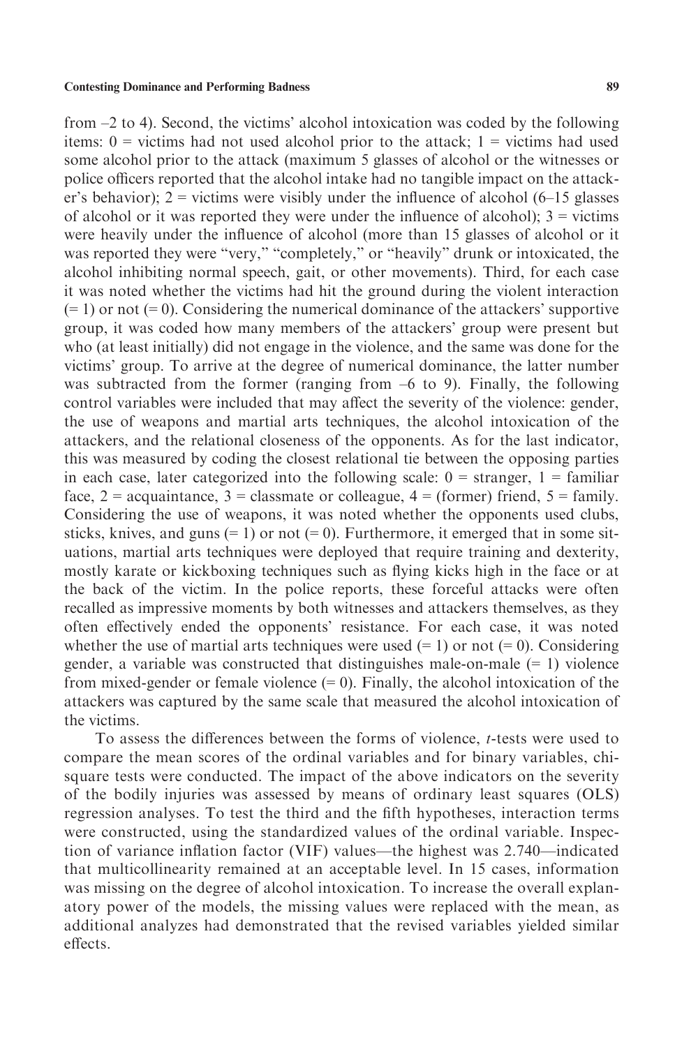from –2 to 4). Second, the victims' alcohol intoxication was coded by the following items: 0 = victims had not used alcohol prior to the attack; 1 = victims had used some alcohol prior to the attack (maximum 5 glasses of alcohol or the witnesses or police officers reported that the alcohol intake had no tangible impact on the attacker's behavior); 2 = victims were visibly under the influence of alcohol (6–15 glasses of alcohol or it was reported they were under the influence of alcohol); 3 = victims were heavily under the influence of alcohol (more than 15 glasses of alcohol or it was reported they were "very," "completely," or "heavily" drunk or intoxicated, the alcohol inhibiting normal speech, gait, or other movements). Third, for each case it was noted whether the victims had hit the ground during the violent interaction (= 1) or not (= 0). Considering the numerical dominance of the attackers' supportive group, it was coded how many members of the attackers' group were present but who (at least initially) did not engage in the violence, and the same was done for the victims' group. To arrive at the degree of numerical dominance, the latter number was subtracted from the former (ranging from –6 to 9). Finally, the following control variables were included that may affect the severity of the violence: gender, the use of weapons and martial arts techniques, the alcohol intoxication of the attackers, and the relational closeness of the opponents. As for the last indicator, this was measured by coding the closest relational tie between the opposing parties in each case, later categorized into the following scale: 0 = stranger, 1 = familiar face, 2 = acquaintance, 3 = classmate or colleague, 4 = (former) friend, 5 = family. Considering the use of weapons, it was noted whether the opponents used clubs, sticks, knives, and guns (= 1) or not (= 0). Furthermore, it emerged that in some situations, martial arts techniques were deployed that require training and dexterity, mostly karate or kickboxing techniques such as flying kicks high in the face or at the back of the victim. In the police reports, these forceful attacks were often recalled as impressive moments by both witnesses and attackers themselves, as they often effectively ended the opponents' resistance. For each case, it was noted whether the use of martial arts techniques were used (= 1) or not (= 0). Considering gender, a variable was constructed that distinguishes male-on-male (= 1) violence from mixed-gender or female violence (= 0). Finally, the alcohol intoxication of the attackers was captured by the same scale that measured the alcohol intoxication of the victims.

To assess the differences between the forms of violence, *t*-tests were used to compare the mean scores of the ordinal variables and for binary variables, chi-square tests were conducted. The impact of the above indicators on the severity of the bodily injuries was assessed by means of ordinary least squares (OLS) regression analyses. To test the third and the fifth hypotheses, interaction terms were constructed, using the standardized values of the ordinal variable. Inspection of variance inflation factor (VIF) values—the highest was 2.740—indicated that multicollinearity remained at an acceptable level. In 15 cases, information was missing on the degree of alcohol intoxication. To increase the overall explanatory power of the models, the missing values were replaced with the mean, as additional analyzes had demonstrated that the revised variables yielded similar effects.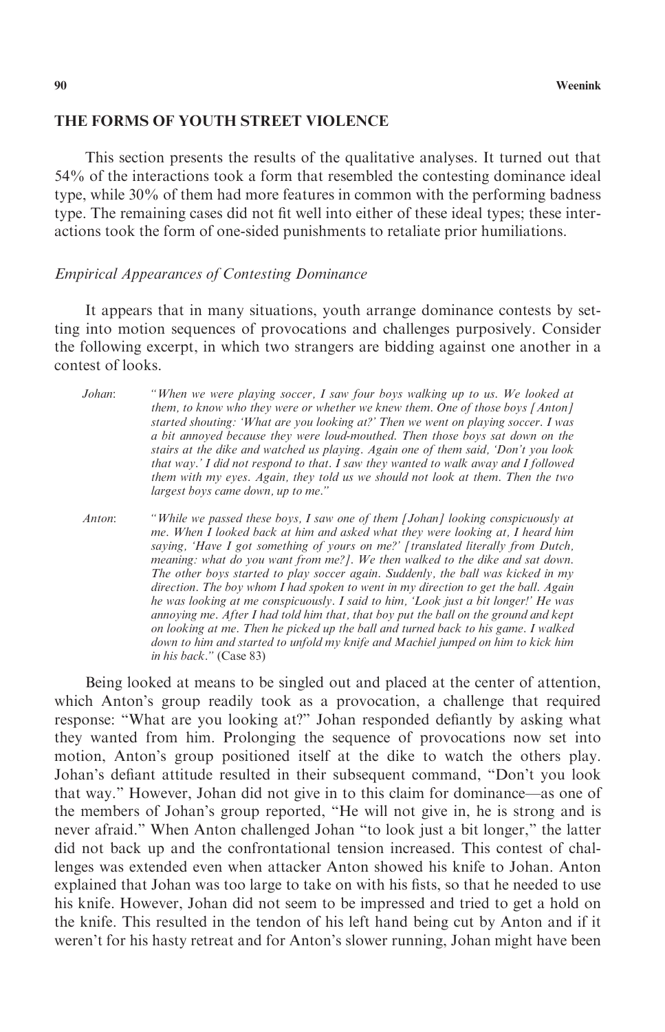## THE FORMS OF YOUTH STREET VIOLENCE

This section presents the results of the qualitative analyses. It turned out that 54% of the interactions took a form that resembled the contesting dominance ideal type, while 30% of them had more features in common with the performing badness type. The remaining cases did not fit well into either of these ideal types; these interactions took the form of one-sided punishments to retaliate prior humiliations.

### *Empirical Appearances of Contesting Dominance*

It appears that in many situations, youth arrange dominance contests by setting into motion sequences of provocations and challenges purposively. Consider the following excerpt, in which two strangers are bidding against one another in a contest of looks.

> *Johan*: *"When we were playing soccer, I saw four boys walking up to us. We looked at them, to know who they were or whether we knew them. One of those boys [Anton] started shouting: 'What are you looking at?' Then we went on playing soccer. I was a bit annoyed because they were loud-mouthed. Then those boys sat down on the stairs at the dike and watched us playing. Again one of them said, 'Don't you look that way.' I did not respond to that. I saw they wanted to walk away and I followed them with my eyes. Again, they told us we should not look at them. Then the two largest boys came down, up to me."*

> *Anton*: *"While we passed these boys, I saw one of them [Johan] looking conspicuously at me. When I looked back at him and asked what they were looking at, I heard him saying, 'Have I got something of yours on me?' [translated literally from Dutch, meaning: what do you want from me?]. We then walked to the dike and sat down. The other boys started to play soccer again. Suddenly, the ball was kicked in my direction. The boy whom I had spoken to went in my direction to get the ball. Again he was looking at me conspicuously. I said to him, 'Look just a bit longer!' He was annoying me. After I had told him that, that boy put the ball on the ground and kept on looking at me. Then he picked up the ball and turned back to his game. I walked down to him and started to unfold my knife and Machiel jumped on him to kick him in his back."* (Case 83)

Being looked at means to be singled out and placed at the center of attention, which Anton's group readily took as a provocation, a challenge that required response: "What are you looking at?" Johan responded defiantly by asking what they wanted from him. Prolonging the sequence of provocations now set into motion, Anton's group positioned itself at the dike to watch the others play. Johan's defiant attitude resulted in their subsequent command, "Don't you look that way." However, Johan did not give in to this claim for dominance—as one of the members of Johan's group reported, "He will not give in, he is strong and is never afraid." When Anton challenged Johan "to look just a bit longer," the latter did not back up and the confrontational tension increased. This contest of challenges was extended even when attacker Anton showed his knife to Johan. Anton explained that Johan was too large to take on with his fists, so that he needed to use his knife. However, Johan did not seem to be impressed and tried to get a hold on the knife. This resulted in the tendon of his left hand being cut by Anton and if it weren't for his hasty retreat and for Anton's slower running, Johan might have been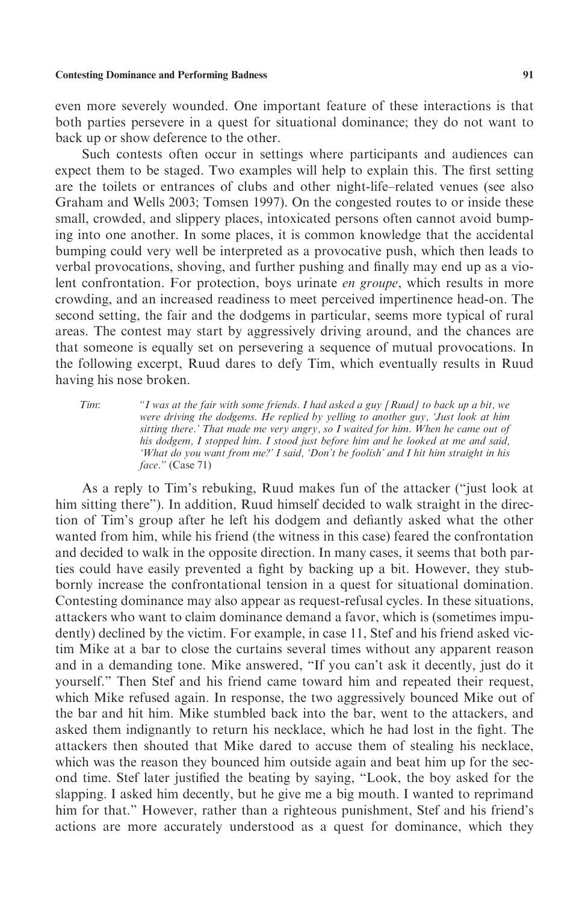even more severely wounded. One important feature of these interactions is that both parties persevere in a quest for situational dominance; they do not want to back up or show deference to the other.

Such contests often occur in settings where participants and audiences can expect them to be staged. Two examples will help to explain this. The first setting are the toilets or entrances of clubs and other night-life–related venues (see also Graham and Wells 2003; Tomsen 1997). On the congested routes to or inside these small, crowded, and slippery places, intoxicated persons often cannot avoid bumping into one another. In some places, it is common knowledge that the accidental bumping could very well be interpreted as a provocative push, which then leads to verbal provocations, shoving, and further pushing and finally may end up as a violent confrontation. For protection, boys urinate *en groupe*, which results in more crowding, and an increased readiness to meet perceived impertinence head-on. The second setting, the fair and the dodgems in particular, seems more typical of rural areas. The contest may start by aggressively driving around, and the chances are that someone is equally set on persevering a sequence of mutual provocations. In the following excerpt, Ruud dares to defy Tim, which eventually results in Ruud having his nose broken.

> *Tim*: *"I was at the fair with some friends. I had asked a guy [Ruud] to back up a bit, we were driving the dodgems. He replied by yelling to another guy, 'Just look at him sitting there.' That made me very angry, so I waited for him. When he came out of his dodgem, I stopped him. I stood just before him and he looked at me and said, 'What do you want from me?' I said, 'Don't be foolish' and I hit him straight in his face."* (Case 71)

As a reply to Tim's rebuking, Ruud makes fun of the attacker ("just look at him sitting there"). In addition, Ruud himself decided to walk straight in the direction of Tim's group after he left his dodgem and defiantly asked what the other wanted from him, while his friend (the witness in this case) feared the confrontation and decided to walk in the opposite direction. In many cases, it seems that both parties could have easily prevented a fight by backing up a bit. However, they stubbornly increase the confrontational tension in a quest for situational domination. Contesting dominance may also appear as request-refusal cycles. In these situations, attackers who want to claim dominance demand a favor, which is (sometimes impudently) declined by the victim. For example, in case 11, Stef and his friend asked victim Mike at a bar to close the curtains several times without any apparent reason and in a demanding tone. Mike answered, "If you can't ask it decently, just do it yourself." Then Stef and his friend came toward him and repeated their request, which Mike refused again. In response, the two aggressively bounced Mike out of the bar and hit him. Mike stumbled back into the bar, went to the attackers, and asked them indignantly to return his necklace, which he had lost in the fight. The attackers then shouted that Mike dared to accuse them of stealing his necklace, which was the reason they bounced him outside again and beat him up for the second time. Stef later justified the beating by saying, "Look, the boy asked for the slapping. I asked him decently, but he give me a big mouth. I wanted to reprimand him for that." However, rather than a righteous punishment, Stef and his friend's actions are more accurately understood as a quest for dominance, which they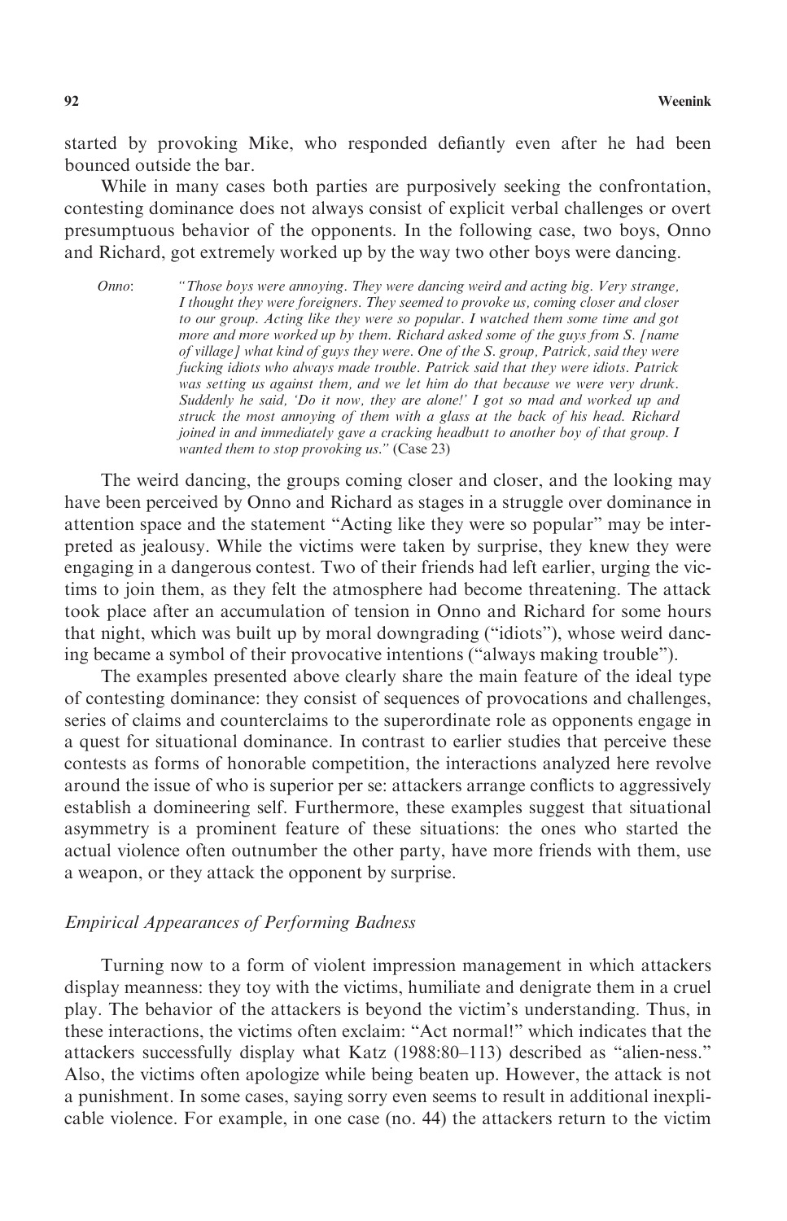started by provoking Mike, who responded defiantly even after he had been bounced outside the bar.

While in many cases both parties are purposively seeking the confrontation, contesting dominance does not always consist of explicit verbal challenges or overt presumptuous behavior of the opponents. In the following case, two boys, Onno and Richard, got extremely worked up by the way two other boys were dancing.

> *Onno*: *"Those boys were annoying. They were dancing weird and acting big. Very strange, I thought they were foreigners. They seemed to provoke us, coming closer and closer to our group. Acting like they were so popular. I watched them some time and got more and more worked up by them. Richard asked some of the guys from S. [name of village] what kind of guys they were. One of the S. group, Patrick, said they were fucking idiots who always made trouble. Patrick said that they were idiots. Patrick was setting us against them, and we let him do that because we were very drunk. Suddenly he said, 'Do it now, they are alone!' I got so mad and worked up and struck the most annoying of them with a glass at the back of his head. Richard joined in and immediately gave a cracking headbutt to another boy of that group. I wanted them to stop provoking us."* (Case 23)

The weird dancing, the groups coming closer and closer, and the looking may have been perceived by Onno and Richard as stages in a struggle over dominance in attention space and the statement "Acting like they were so popular" may be interpreted as jealousy. While the victims were taken by surprise, they knew they were engaging in a dangerous contest. Two of their friends had left earlier, urging the victims to join them, as they felt the atmosphere had become threatening. The attack took place after an accumulation of tension in Onno and Richard for some hours that night, which was built up by moral downgrading ("idiots"), whose weird dancing became a symbol of their provocative intentions ("always making trouble").

The examples presented above clearly share the main feature of the ideal type of contesting dominance: they consist of sequences of provocations and challenges, series of claims and counterclaims to the superordinate role as opponents engage in a quest for situational dominance. In contrast to earlier studies that perceive these contests as forms of honorable competition, the interactions analyzed here revolve around the issue of who is superior per se: attackers arrange conflicts to aggressively establish a domineering self. Furthermore, these examples suggest that situational asymmetry is a prominent feature of these situations: the ones who started the actual violence often outnumber the other party, have more friends with them, use a weapon, or they attack the opponent by surprise.

### *Empirical Appearances of Performing Badness*

Turning now to a form of violent impression management in which attackers display meanness: they toy with the victims, humiliate and denigrate them in a cruel play. The behavior of the attackers is beyond the victim's understanding. Thus, in these interactions, the victims often exclaim: "Act normal!" which indicates that the attackers successfully display what Katz (1988:80–113) described as "alien-ness." Also, the victims often apologize while being beaten up. However, the attack is not a punishment. In some cases, saying sorry even seems to result in additional inexplicable violence. For example, in one case (no. 44) the attackers return to the victim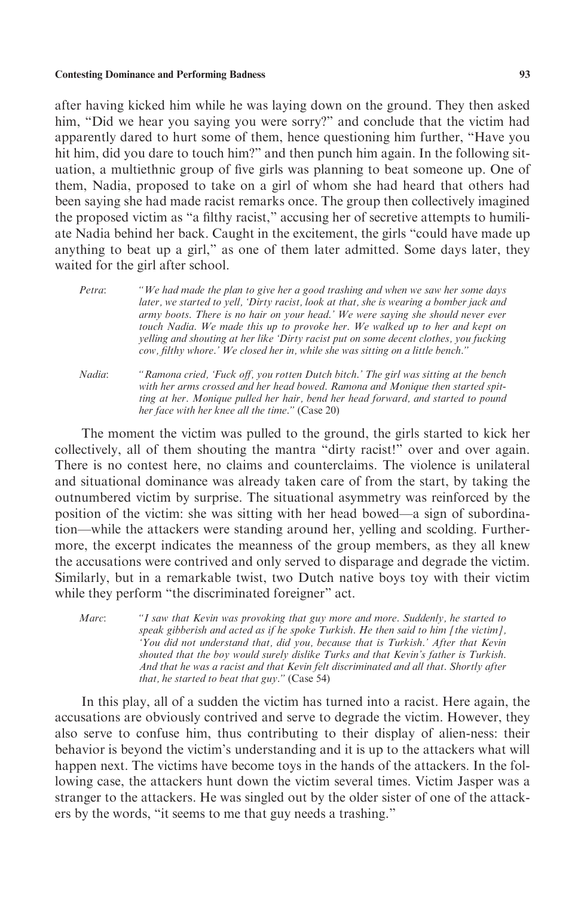after having kicked him while he was laying down on the ground. They then asked him, "Did we hear you saying you were sorry?" and conclude that the victim had apparently dared to hurt some of them, hence questioning him further, "Have you hit him, did you dare to touch him?" and then punch him again. In the following situation, a multiethnic group of five girls was planning to beat someone up. One of them, Nadia, proposed to take on a girl of whom she had heard that others had been saying she had made racist remarks once. The group then collectively imagined the proposed victim as "a filthy racist," accusing her of secretive attempts to humiliate Nadia behind her back. Caught in the excitement, the girls "could have made up anything to beat up a girl," as one of them later admitted. Some days later, they waited for the girl after school.

> *Petra*: *"We had made the plan to give her a good trashing and when we saw her some days later, we started to yell, 'Dirty racist, look at that, she is wearing a bomber jack and army boots. There is no hair on your head.' We were saying she should never ever touch Nadia. We made this up to provoke her. We walked up to her and kept on yelling and shouting at her like 'Dirty racist put on some decent clothes, you fucking cow, filthy whore.' We closed her in, while she was sitting on a little bench."*
>
> *Nadia*: *"Ramona cried, 'Fuck off, you rotten Dutch bitch.' The girl was sitting at the bench with her arms crossed and her head bowed. Ramona and Monique then started spitting at her. Monique pulled her hair, bend her head forward, and started to pound her face with her knee all the time."* (Case 20)

The moment the victim was pulled to the ground, the girls started to kick her collectively, all of them shouting the mantra "dirty racist!" over and over again. There is no contest here, no claims and counterclaims. The violence is unilateral and situational dominance was already taken care of from the start, by taking the outnumbered victim by surprise. The situational asymmetry was reinforced by the position of the victim: she was sitting with her head bowed—a sign of subordination—while the attackers were standing around her, yelling and scolding. Furthermore, the excerpt indicates the meanness of the group members, as they all knew the accusations were contrived and only served to disparage and degrade the victim. Similarly, but in a remarkable twist, two Dutch native boys toy with their victim while they perform "the discriminated foreigner" act.

> *Marc*: *"I saw that Kevin was provoking that guy more and more. Suddenly, he started to speak gibberish and acted as if he spoke Turkish. He then said to him [the victim], 'You did not understand that, did you, because that is Turkish.' After that Kevin shouted that the boy would surely dislike Turks and that Kevin's father is Turkish. And that he was a racist and that Kevin felt discriminated and all that. Shortly after that, he started to beat that guy."* (Case 54)

In this play, all of a sudden the victim has turned into a racist. Here again, the accusations are obviously contrived and serve to degrade the victim. However, they also serve to confuse him, thus contributing to their display of alien-ness: their behavior is beyond the victim's understanding and it is up to the attackers what will happen next. The victims have become toys in the hands of the attackers. In the following case, the attackers hunt down the victim several times. Victim Jasper was a stranger to the attackers. He was singled out by the older sister of one of the attackers by the words, "it seems to me that guy needs a trashing."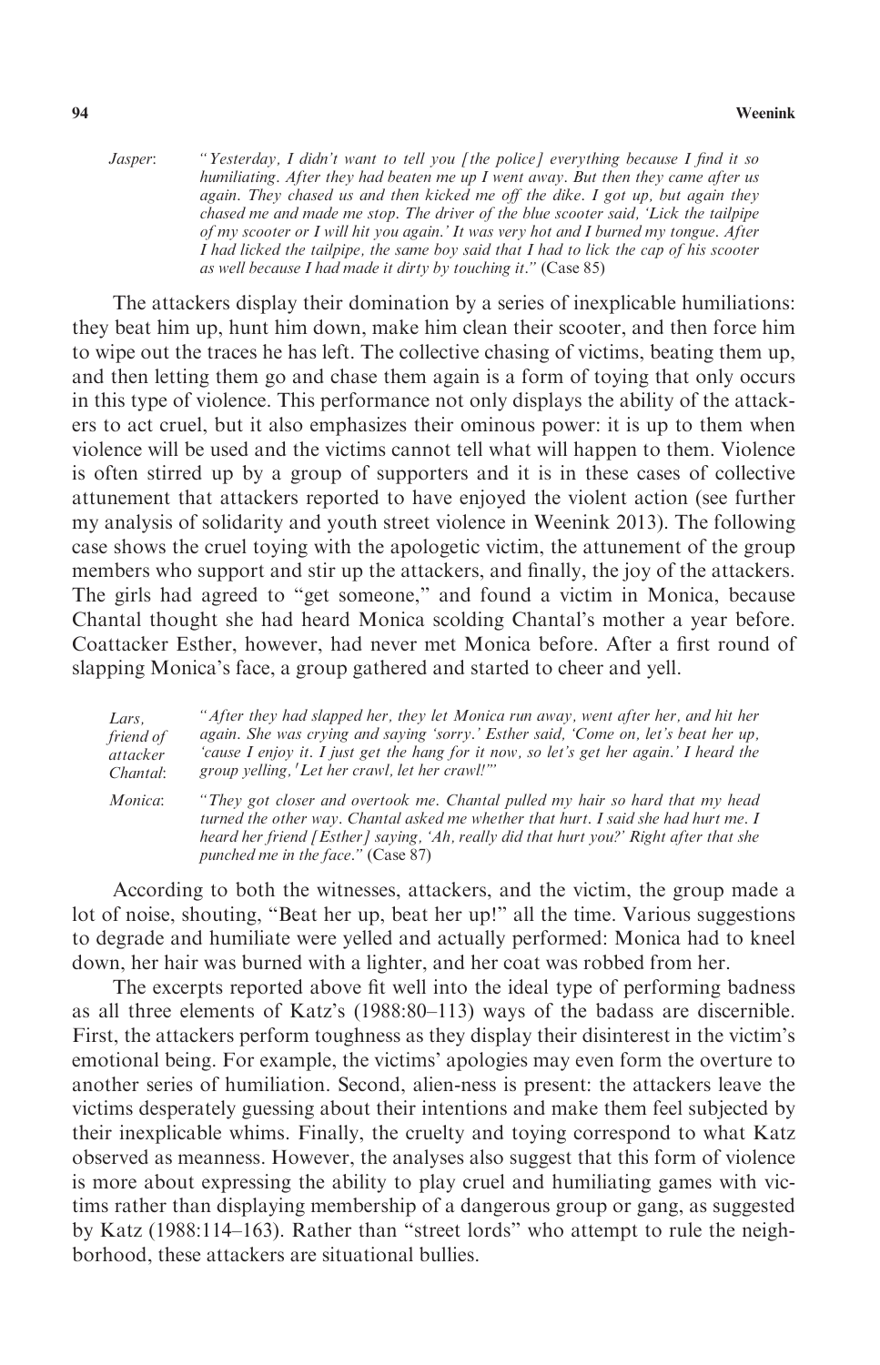*Jasper*: *"Yesterday, I didn't want to tell you [the police] everything because I find it so humiliating. After they had beaten me up I went away. But then they came after us again. They chased us and then kicked me off the dike. I got up, but again they chased me and made me stop. The driver of the blue scooter said, 'Lick the tailpipe of my scooter or I will hit you again.' It was very hot and I burned my tongue. After I had licked the tailpipe, the same boy said that I had to lick the cap of his scooter as well because I had made it dirty by touching it."* (Case 85)

The attackers display their domination by a series of inexplicable humiliations: they beat him up, hunt him down, make him clean their scooter, and then force him to wipe out the traces he has left. The collective chasing of victims, beating them up, and then letting them go and chase them again is a form of toying that only occurs in this type of violence. This performance not only displays the ability of the attackers to act cruel, but it also emphasizes their ominous power: it is up to them when violence will be used and the victims cannot tell what will happen to them. Violence is often stirred up by a group of supporters and it is in these cases of collective attunement that attackers reported to have enjoyed the violent action (see further my analysis of solidarity and youth street violence in Weenink 2013). The following case shows the cruel toying with the apologetic victim, the attunement of the group members who support and stir up the attackers, and finally, the joy of the attackers. The girls had agreed to "get someone," and found a victim in Monica, because Chantal thought she had heard Monica scolding Chantal's mother a year before. Coattacker Esther, however, had never met Monica before. After a first round of slapping Monica's face, a group gathered and started to cheer and yell.

*Lars, friend of attacker Chantal*: *"After they had slapped her, they let Monica run away, went after her, and hit her again. She was crying and saying 'sorry.' Esther said, 'Come on, let's beat her up, 'cause I enjoy it. I just get the hang for it now, so let's get her again.' I heard the group yelling, 'Let her crawl, let her crawl!'"*

*Monica*: *"They got closer and overtook me. Chantal pulled my hair so hard that my head turned the other way. Chantal asked me whether that hurt. I said she had hurt me. I heard her friend [Esther] saying, 'Ah, really did that hurt you?' Right after that she punched me in the face."* (Case 87)

According to both the witnesses, attackers, and the victim, the group made a lot of noise, shouting, "Beat her up, beat her up!" all the time. Various suggestions to degrade and humiliate were yelled and actually performed: Monica had to kneel down, her hair was burned with a lighter, and her coat was robbed from her.

The excerpts reported above fit well into the ideal type of performing badness as all three elements of Katz's (1988:80–113) ways of the badass are discernible. First, the attackers perform toughness as they display their disinterest in the victim's emotional being. For example, the victims' apologies may even form the overture to another series of humiliation. Second, alien-ness is present: the attackers leave the victims desperately guessing about their intentions and make them feel subjected by their inexplicable whims. Finally, the cruelty and toying correspond to what Katz observed as meanness. However, the analyses also suggest that this form of violence is more about expressing the ability to play cruel and humiliating games with victims rather than displaying membership of a dangerous group or gang, as suggested by Katz (1988:114–163). Rather than "street lords" who attempt to rule the neighborhood, these attackers are situational bullies.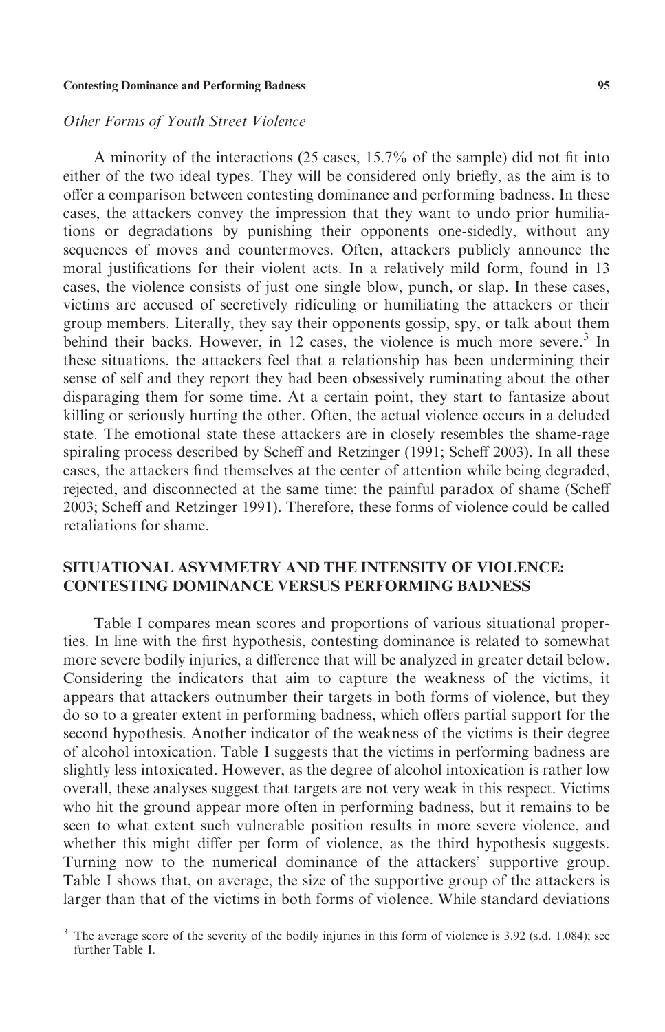*Other Forms of Youth Street Violence*

A minority of the interactions (25 cases, 15.7% of the sample) did not fit into either of the two ideal types. They will be considered only briefly, as the aim is to offer a comparison between contesting dominance and performing badness. In these cases, the attackers convey the impression that they want to undo prior humiliations or degradations by punishing their opponents one-sidedly, without any sequences of moves and countermoves. Often, attackers publicly announce the moral justifications for their violent acts. In a relatively mild form, found in 13 cases, the violence consists of just one single blow, punch, or slap. In these cases, victims are accused of secretively ridiculing or humiliating the attackers or their group members. Literally, they say their opponents gossip, spy, or talk about them behind their backs. However, in 12 cases, the violence is much more severe.[3] In these situations, the attackers feel that a relationship has been undermining their sense of self and they report they had been obsessively ruminating about the other disparaging them for some time. At a certain point, they start to fantasize about killing or seriously hurting the other. Often, the actual violence occurs in a deluded state. The emotional state these attackers are in closely resembles the shame-rage spiraling process described by Scheff and Retzinger (1991; Scheff 2003). In all these cases, the attackers find themselves at the center of attention while being degraded, rejected, and disconnected at the same time: the painful paradox of shame (Scheff 2003; Scheff and Retzinger 1991). Therefore, these forms of violence could be called retaliations for shame.

## SITUATIONAL ASYMMETRY AND THE INTENSITY OF VIOLENCE: CONTESTING DOMINANCE VERSUS PERFORMING BADNESS

Table I compares mean scores and proportions of various situational properties. In line with the first hypothesis, contesting dominance is related to somewhat more severe bodily injuries, a difference that will be analyzed in greater detail below. Considering the indicators that aim to capture the weakness of the victims, it appears that attackers outnumber their targets in both forms of violence, but they do so to a greater extent in performing badness, which offers partial support for the second hypothesis. Another indicator of the weakness of the victims is their degree of alcohol intoxication. Table I suggests that the victims in performing badness are slightly less intoxicated. However, as the degree of alcohol intoxication is rather low overall, these analyses suggest that targets are not very weak in this respect. Victims who hit the ground appear more often in performing badness, but it remains to be seen to what extent such vulnerable position results in more severe violence, and whether this might differ per form of violence, as the third hypothesis suggests. Turning now to the numerical dominance of the attackers' supportive group. Table I shows that, on average, the size of the supportive group of the attackers is larger than that of the victims in both forms of violence. While standard deviations

[3] The average score of the severity of the bodily injuries in this form of violence is 3.92 (s.d. 1.084); see further Table I.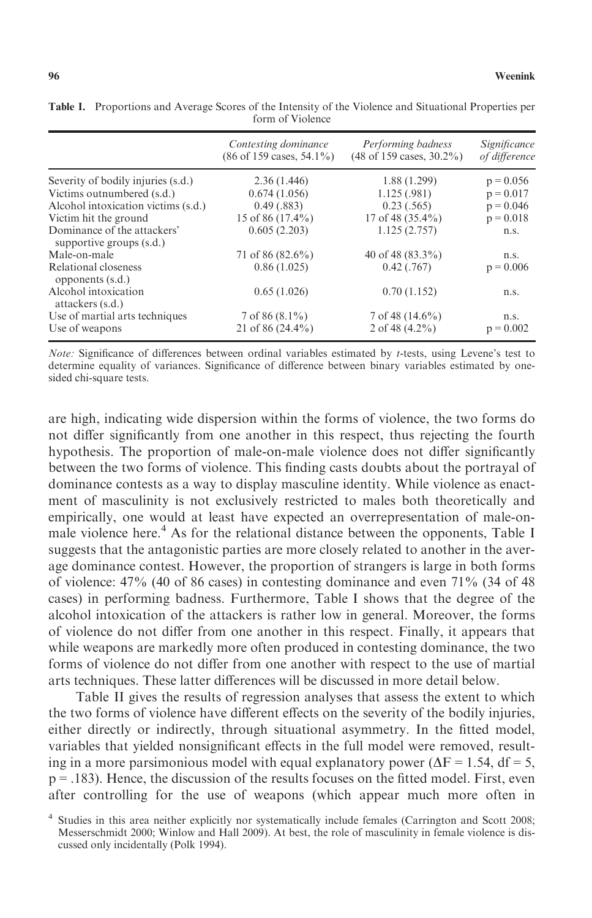**Table I.** Proportions and Average Scores of the Intensity of the Violence and Situational Properties per form of Violence

| | *Contesting dominance* (86 of 159 cases, 54.1%) | *Performing badness* (48 of 159 cases, 30.2%) | *Significance of difference* |
|---|---|---|---|
| Severity of bodily injuries (s.d.) | 2.36 (1.446) | 1.88 (1.299) | p = 0.056 |
| Victims outnumbered (s.d.) | 0.674 (1.056) | 1.125 (.981) | p = 0.017 |
| Alcohol intoxication victims (s.d.) | 0.49 (.883) | 0.23 (.565) | p = 0.046 |
| Victim hit the ground | 15 of 86 (17.4%) | 17 of 48 (35.4%) | p = 0.018 |
| Dominance of the attackers' supportive groups (s.d.) | 0.605 (2.203) | 1.125 (2.757) | n.s. |
| Male-on-male | 71 of 86 (82.6%) | 40 of 48 (83.3%) | n.s. |
| Relational closeness opponents (s.d.) | 0.86 (1.025) | 0.42 (.767) | p = 0.006 |
| Alcohol intoxication attackers (s.d.) | 0.65 (1.026) | 0.70 (1.152) | n.s. |
| Use of martial arts techniques | 7 of 86 (8.1%) | 7 of 48 (14.6%) | n.s. |
| Use of weapons | 21 of 86 (24.4%) | 2 of 48 (4.2%) | p = 0.002 |

*Note:* Significance of differences between ordinal variables estimated by *t*-tests, using Levene's test to determine equality of variances. Significance of difference between binary variables estimated by one-sided chi-square tests.

are high, indicating wide dispersion within the forms of violence, the two forms do not differ significantly from one another in this respect, thus rejecting the fourth hypothesis. The proportion of male-on-male violence does not differ significantly between the two forms of violence. This finding casts doubts about the portrayal of dominance contests as a way to display masculine identity. While violence as enactment of masculinity is not exclusively restricted to males both theoretically and empirically, one would at least have expected an overrepresentation of male-on-male violence here.[4] As for the relational distance between the opponents, Table I suggests that the antagonistic parties are more closely related to another in the average dominance contest. However, the proportion of strangers is large in both forms of violence: 47% (40 of 86 cases) in contesting dominance and even 71% (34 of 48 cases) in performing badness. Furthermore, Table I shows that the degree of the alcohol intoxication of the attackers is rather low in general. Moreover, the forms of violence do not differ from one another in this respect. Finally, it appears that while weapons are markedly more often produced in contesting dominance, the two forms of violence do not differ from one another with respect to the use of martial arts techniques. These latter differences will be discussed in more detail below.

Table II gives the results of regression analyses that assess the extent to which the two forms of violence have different effects on the severity of the bodily injuries, either directly or indirectly, through situational asymmetry. In the fitted model, variables that yielded nonsignificant effects in the full model were removed, resulting in a more parsimonious model with equal explanatory power ($\Delta F = 1.54$, $df = 5$, $p = .183$). Hence, the discussion of the results focuses on the fitted model. First, even after controlling for the use of weapons (which appear much more often in

[4] Studies in this area neither explicitly nor systematically include females (Carrington and Scott 2008; Messerschmidt 2000; Winlow and Hall 2009). At best, the role of masculinity in female violence is discussed only incidentally (Polk 1994).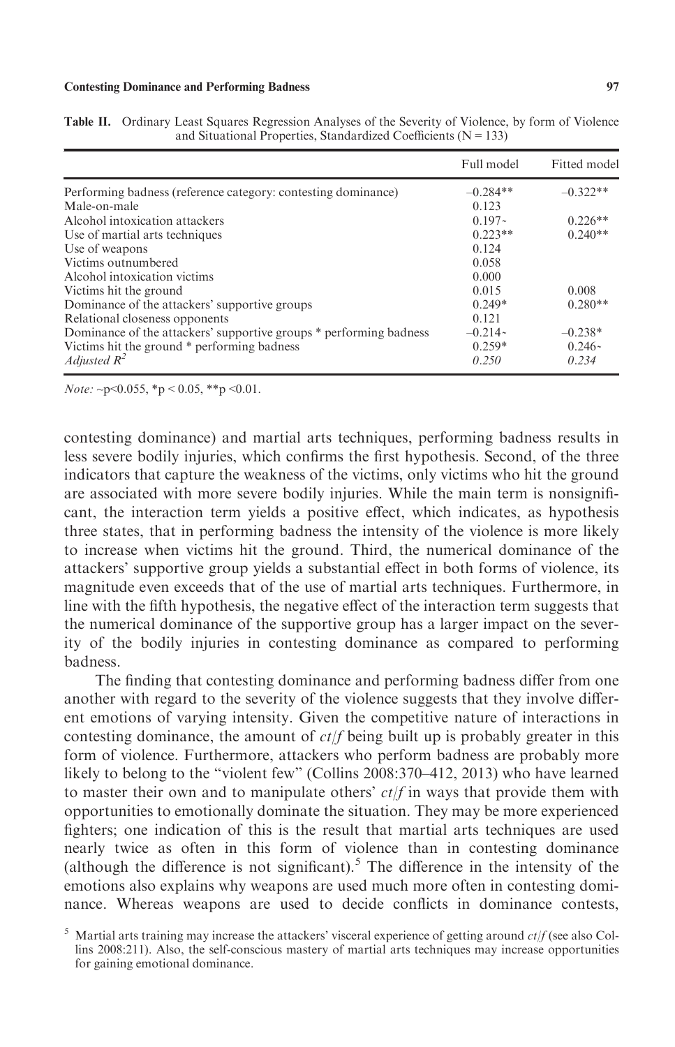**Table II.** Ordinary Least Squares Regression Analyses of the Severity of Violence, by form of Violence and Situational Properties, Standardized Coefficients (N = 133)

| | Full model | Fitted model |
|---|---|---|
| Performing badness (reference category: contesting dominance) | –0.284** | –0.322** |
| Male-on-male | 0.123 | |
| Alcohol intoxication attackers | 0.197~ | 0.226** |
| Use of martial arts techniques | 0.223** | 0.240** |
| Use of weapons | 0.124 | |
| Victims outnumbered | 0.058 | |
| Alcohol intoxication victims | 0.000 | |
| Victims hit the ground | 0.015 | 0.008 |
| Dominance of the attackers' supportive groups | 0.249* | 0.280** |
| Relational closeness opponents | 0.121 | |
| Dominance of the attackers' supportive groups * performing badness | –0.214~ | –0.238* |
| Victims hit the ground * performing badness | 0.259* | 0.246~ |
| *Adjusted $R^2$* | *0.250* | *0.234* |

*Note:* ~p<0.055, *p < 0.05, **p <0.01.

contesting dominance) and martial arts techniques, performing badness results in less severe bodily injuries, which confirms the first hypothesis. Second, of the three indicators that capture the weakness of the victims, only victims who hit the ground are associated with more severe bodily injuries. While the main term is nonsignificant, the interaction term yields a positive effect, which indicates, as hypothesis three states, that in performing badness the intensity of the violence is more likely to increase when victims hit the ground. Third, the numerical dominance of the attackers' supportive group yields a substantial effect in both forms of violence, its magnitude even exceeds that of the use of martial arts techniques. Furthermore, in line with the fifth hypothesis, the negative effect of the interaction term suggests that the numerical dominance of the supportive group has a larger impact on the severity of the bodily injuries in contesting dominance as compared to performing badness.

The finding that contesting dominance and performing badness differ from one another with regard to the severity of the violence suggests that they involve different emotions of varying intensity. Given the competitive nature of interactions in contesting dominance, the amount of *ct*/*f* being built up is probably greater in this form of violence. Furthermore, attackers who perform badness are probably more likely to belong to the "violent few" (Collins 2008:370–412, 2013) who have learned to master their own and to manipulate others' *ct*/*f* in ways that provide them with opportunities to emotionally dominate the situation. They may be more experienced fighters; one indication of this is the result that martial arts techniques are used nearly twice as often in this form of violence than in contesting dominance (although the difference is not significant).[5] The difference in the intensity of the emotions also explains why weapons are used much more often in contesting dominance. Whereas weapons are used to decide conflicts in dominance contests,

[5] Martial arts training may increase the attackers' visceral experience of getting around *ct*/*f* (see also Collins 2008:211). Also, the self-conscious mastery of martial arts techniques may increase opportunities for gaining emotional dominance.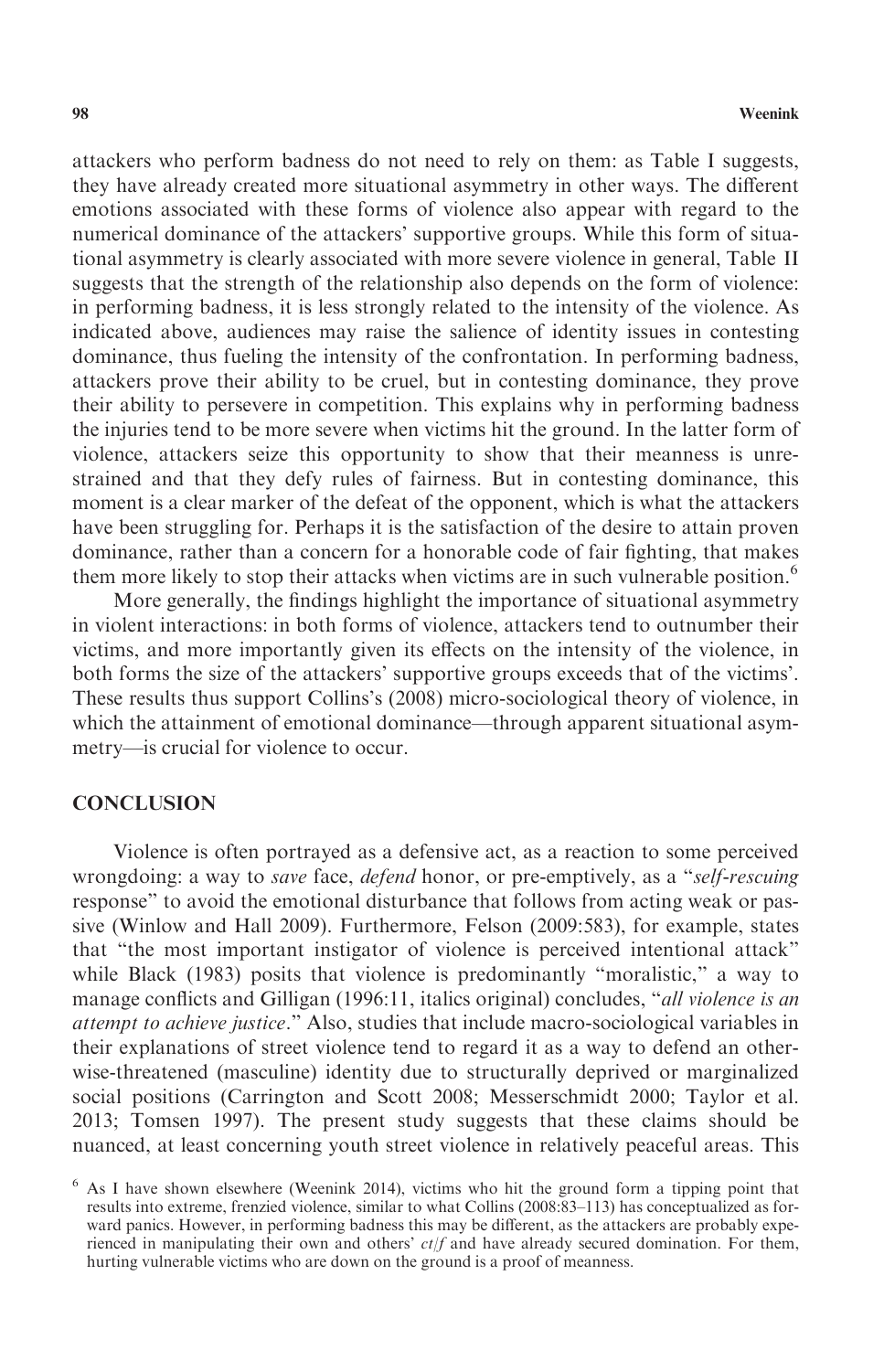attackers who perform badness do not need to rely on them: as Table I suggests, they have already created more situational asymmetry in other ways. The different emotions associated with these forms of violence also appear with regard to the numerical dominance of the attackers' supportive groups. While this form of situational asymmetry is clearly associated with more severe violence in general, Table II suggests that the strength of the relationship also depends on the form of violence: in performing badness, it is less strongly related to the intensity of the violence. As indicated above, audiences may raise the salience of identity issues in contesting dominance, thus fueling the intensity of the confrontation. In performing badness, attackers prove their ability to be cruel, but in contesting dominance, they prove their ability to persevere in competition. This explains why in performing badness the injuries tend to be more severe when victims hit the ground. In the latter form of violence, attackers seize this opportunity to show that their meanness is unrestrained and that they defy rules of fairness. But in contesting dominance, this moment is a clear marker of the defeat of the opponent, which is what the attackers have been struggling for. Perhaps it is the satisfaction of the desire to attain proven dominance, rather than a concern for a honorable code of fair fighting, that makes them more likely to stop their attacks when victims are in such vulnerable position.[6]

More generally, the findings highlight the importance of situational asymmetry in violent interactions: in both forms of violence, attackers tend to outnumber their victims, and more importantly given its effects on the intensity of the violence, in both forms the size of the attackers' supportive groups exceeds that of the victims'. These results thus support Collins's (2008) micro-sociological theory of violence, in which the attainment of emotional dominance—through apparent situational asymmetry—is crucial for violence to occur.

## CONCLUSION

Violence is often portrayed as a defensive act, as a reaction to some perceived wrongdoing: a way to *save* face, *defend* honor, or pre-emptively, as a "*self-rescuing* response" to avoid the emotional disturbance that follows from acting weak or passive (Winlow and Hall 2009). Furthermore, Felson (2009:583), for example, states that "the most important instigator of violence is perceived intentional attack" while Black (1983) posits that violence is predominantly "moralistic," a way to manage conflicts and Gilligan (1996:11, italics original) concludes, "*all violence is an attempt to achieve justice*." Also, studies that include macro-sociological variables in their explanations of street violence tend to regard it as a way to defend an otherwise-threatened (masculine) identity due to structurally deprived or marginalized social positions (Carrington and Scott 2008; Messerschmidt 2000; Taylor et al. 2013; Tomsen 1997). The present study suggests that these claims should be nuanced, at least concerning youth street violence in relatively peaceful areas. This

[6] As I have shown elsewhere (Weenink 2014), victims who hit the ground form a tipping point that results into extreme, frenzied violence, similar to what Collins (2008:83–113) has conceptualized as forward panics. However, in performing badness this may be different, as the attackers are probably experienced in manipulating their own and others' *ct/f* and have already secured domination. For them, hurting vulnerable victims who are down on the ground is a proof of meanness.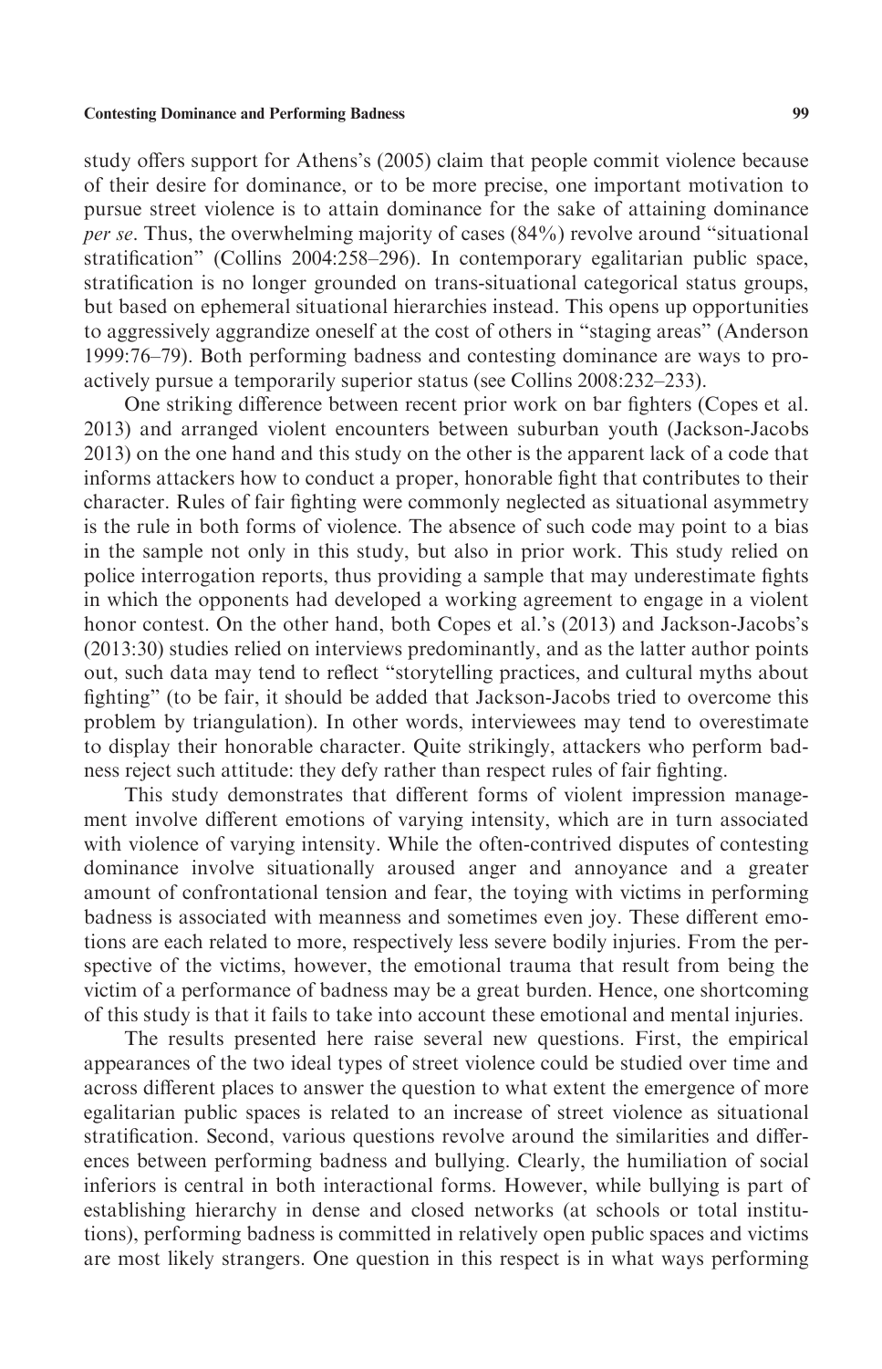study offers support for Athens's (2005) claim that people commit violence because of their desire for dominance, or to be more precise, one important motivation to pursue street violence is to attain dominance for the sake of attaining dominance *per se*. Thus, the overwhelming majority of cases (84%) revolve around "situational stratification" (Collins 2004:258–296). In contemporary egalitarian public space, stratification is no longer grounded on trans-situational categorical status groups, but based on ephemeral situational hierarchies instead. This opens up opportunities to aggressively aggrandize oneself at the cost of others in "staging areas" (Anderson 1999:76–79). Both performing badness and contesting dominance are ways to proactively pursue a temporarily superior status (see Collins 2008:232–233).

One striking difference between recent prior work on bar fighters (Copes et al. 2013) and arranged violent encounters between suburban youth (Jackson-Jacobs 2013) on the one hand and this study on the other is the apparent lack of a code that informs attackers how to conduct a proper, honorable fight that contributes to their character. Rules of fair fighting were commonly neglected as situational asymmetry is the rule in both forms of violence. The absence of such code may point to a bias in the sample not only in this study, but also in prior work. This study relied on police interrogation reports, thus providing a sample that may underestimate fights in which the opponents had developed a working agreement to engage in a violent honor contest. On the other hand, both Copes et al.'s (2013) and Jackson-Jacobs's (2013:30) studies relied on interviews predominantly, and as the latter author points out, such data may tend to reflect "storytelling practices, and cultural myths about fighting" (to be fair, it should be added that Jackson-Jacobs tried to overcome this problem by triangulation). In other words, interviewees may tend to overestimate to display their honorable character. Quite strikingly, attackers who perform badness reject such attitude: they defy rather than respect rules of fair fighting.

This study demonstrates that different forms of violent impression management involve different emotions of varying intensity, which are in turn associated with violence of varying intensity. While the often-contrived disputes of contesting dominance involve situationally aroused anger and annoyance and a greater amount of confrontational tension and fear, the toying with victims in performing badness is associated with meanness and sometimes even joy. These different emotions are each related to more, respectively less severe bodily injuries. From the perspective of the victims, however, the emotional trauma that result from being the victim of a performance of badness may be a great burden. Hence, one shortcoming of this study is that it fails to take into account these emotional and mental injuries.

The results presented here raise several new questions. First, the empirical appearances of the two ideal types of street violence could be studied over time and across different places to answer the question to what extent the emergence of more egalitarian public spaces is related to an increase of street violence as situational stratification. Second, various questions revolve around the similarities and differences between performing badness and bullying. Clearly, the humiliation of social inferiors is central in both interactional forms. However, while bullying is part of establishing hierarchy in dense and closed networks (at schools or total institutions), performing badness is committed in relatively open public spaces and victims are most likely strangers. One question in this respect is in what ways performing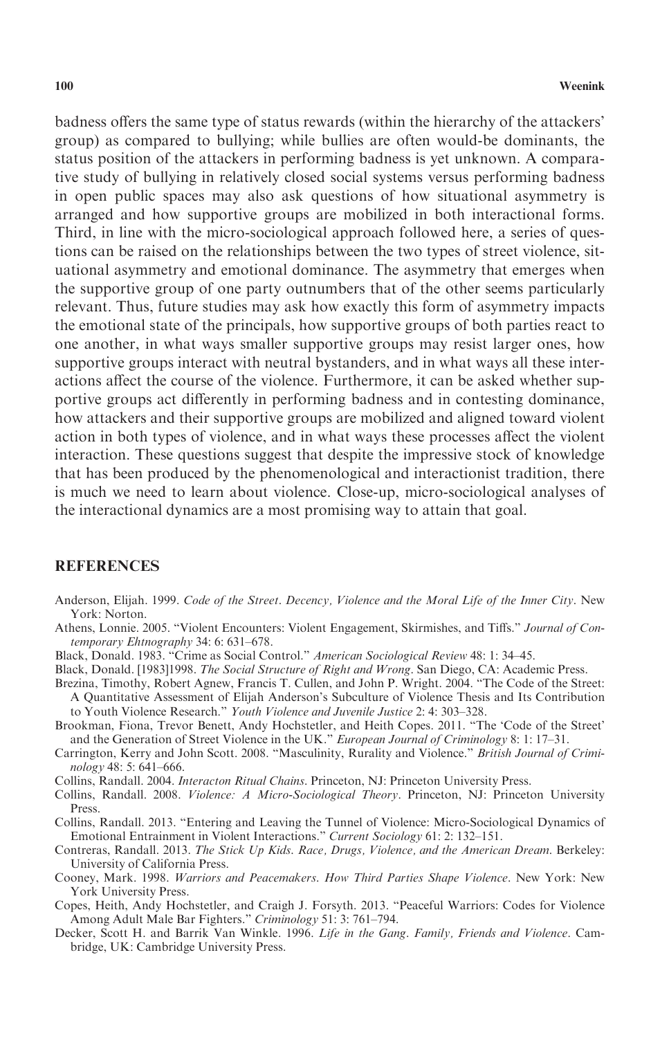badness offers the same type of status rewards (within the hierarchy of the attackers' group) as compared to bullying; while bullies are often would-be dominants, the status position of the attackers in performing badness is yet unknown. A comparative study of bullying in relatively closed social systems versus performing badness in open public spaces may also ask questions of how situational asymmetry is arranged and how supportive groups are mobilized in both interactional forms. Third, in line with the micro-sociological approach followed here, a series of questions can be raised on the relationships between the two types of street violence, situational asymmetry and emotional dominance. The asymmetry that emerges when the supportive group of one party outnumbers that of the other seems particularly relevant. Thus, future studies may ask how exactly this form of asymmetry impacts the emotional state of the principals, how supportive groups of both parties react to one another, in what ways smaller supportive groups may resist larger ones, how supportive groups interact with neutral bystanders, and in what ways all these interactions affect the course of the violence. Furthermore, it can be asked whether supportive groups act differently in performing badness and in contesting dominance, how attackers and their supportive groups are mobilized and aligned toward violent action in both types of violence, and in what ways these processes affect the violent interaction. These questions suggest that despite the impressive stock of knowledge that has been produced by the phenomenological and interactionist tradition, there is much we need to learn about violence. Close-up, micro-sociological analyses of the interactional dynamics are a most promising way to attain that goal.

## REFERENCES

Anderson, Elijah. 1999. *Code of the Street. Decency, Violence and the Moral Life of the Inner City*. New York: Norton.

Athens, Lonnie. 2005. "Violent Encounters: Violent Engagement, Skirmishes, and Tiffs." *Journal of Contemporary Ehtnography* 34: 6: 631–678.

Black, Donald. 1983. "Crime as Social Control." *American Sociological Review* 48: 1: 34–45.

Black, Donald. [1983]1998. *The Social Structure of Right and Wrong*. San Diego, CA: Academic Press.

Brezina, Timothy, Robert Agnew, Francis T. Cullen, and John P. Wright. 2004. "The Code of the Street: A Quantitative Assessment of Elijah Anderson's Subculture of Violence Thesis and Its Contribution to Youth Violence Research." *Youth Violence and Juvenile Justice* 2: 4: 303–328.

Brookman, Fiona, Trevor Benett, Andy Hochstetler, and Heith Copes. 2011. "The 'Code of the Street' and the Generation of Street Violence in the UK." *European Journal of Criminology* 8: 1: 17–31.

Carrington, Kerry and John Scott. 2008. "Masculinity, Rurality and Violence." *British Journal of Criminology* 48: 5: 641–666.

Collins, Randall. 2004. *Interacton Ritual Chains*. Princeton, NJ: Princeton University Press.

Collins, Randall. 2008. *Violence: A Micro-Sociological Theory*. Princeton, NJ: Princeton University Press.

Collins, Randall. 2013. "Entering and Leaving the Tunnel of Violence: Micro-Sociological Dynamics of Emotional Entrainment in Violent Interactions." *Current Sociology* 61: 2: 132–151.

Contreras, Randall. 2013. *The Stick Up Kids. Race, Drugs, Violence, and the American Dream*. Berkeley: University of California Press.

Cooney, Mark. 1998. *Warriors and Peacemakers. How Third Parties Shape Violence*. New York: New York University Press.

Copes, Heith, Andy Hochstetler, and Craigh J. Forsyth. 2013. "Peaceful Warriors: Codes for Violence Among Adult Male Bar Fighters." *Criminology* 51: 3: 761–794.

Decker, Scott H. and Barrik Van Winkle. 1996. *Life in the Gang. Family, Friends and Violence*. Cambridge, UK: Cambridge University Press.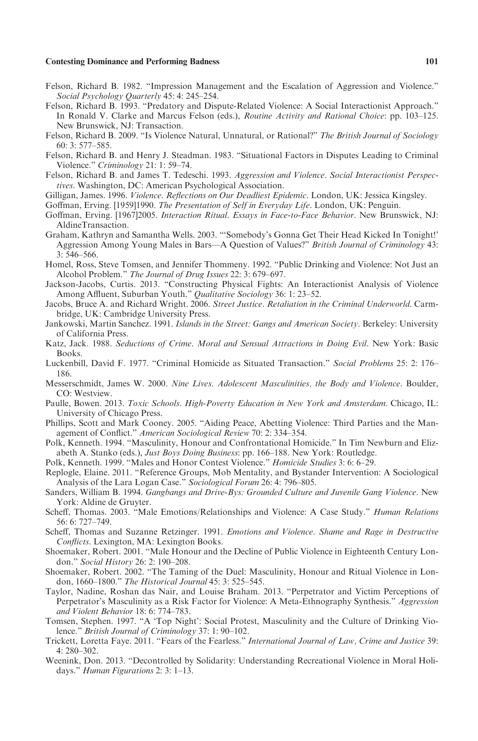Felson, Richard B. 1982. "Impression Management and the Escalation of Aggression and Violence." *Social Psychology Quarterly* 45: 4: 245–254.

Felson, Richard B. 1993. "Predatory and Dispute-Related Violence: A Social Interactionist Approach." In Ronald V. Clarke and Marcus Felson (eds.), *Routine Activity and Rational Choice*: pp. 103–125. New Brunswick, NJ: Transaction.

Felson, Richard B. 2009. "Is Violence Natural, Unnatural, or Rational?" *The British Journal of Sociology* 60: 3: 577–585.

Felson, Richard B. and Henry J. Steadman. 1983. "Situational Factors in Disputes Leading to Criminal Violence." *Criminology* 21: 1: 59–74.

Felson, Richard B. and James T. Tedeschi. 1993. *Aggression and Violence. Social Interactionist Perspectives*. Washington, DC: American Psychological Association.

Gilligan, James. 1996. *Violence. Reflections on Our Deadliest Epidemic*. London, UK: Jessica Kingsley.

Goffman, Erving. [1959]1990. *The Presentation of Self in Everyday Life*. London, UK: Penguin.

Goffman, Erving. [1967]2005. *Interaction Ritual. Essays in Face-to-Face Behavior*. New Brunswick, NJ: AldineTransaction.

Graham, Kathryn and Samantha Wells. 2003. "'Somebody's Gonna Get Their Head Kicked In Tonight!' Aggression Among Young Males in Bars—A Question of Values?" *British Journal of Criminology* 43: 3: 546–566.

Homel, Ross, Steve Tomsen, and Jennifer Thommeny. 1992. "Public Drinking and Violence: Not Just an Alcohol Problem." *The Journal of Drug Issues* 22: 3: 679–697.

Jackson-Jacobs, Curtis. 2013. "Constructing Physical Fights: An Interactionist Analysis of Violence Among Affluent, Suburban Youth." *Qualitative Sociology* 36: 1: 23–52.

Jacobs, Bruce A. and Richard Wright. 2006. *Street Justice. Retaliation in the Criminal Underworld*. Carmbridge, UK: Cambridge University Press.

Jankowski, Martin Sanchez. 1991. *Islands in the Street: Gangs and American Society*. Berkeley: University of California Press.

Katz, Jack. 1988. *Seductions of Crime. Moral and Sensual Attractions in Doing Evil*. New York: Basic Books.

Luckenbill, David F. 1977. "Criminal Homicide as Situated Transaction." *Social Problems* 25: 2: 176–186.

Messerschmidt, James W. 2000. *Nine Lives. Adolescent Masculinities, the Body and Violence*. Boulder, CO: Westview.

Paulle, Bowen. 2013. *Toxic Schools. High-Poverty Education in New York and Amsterdam*. Chicago, IL: University of Chicago Press.

Phillips, Scott and Mark Cooney. 2005. "Aiding Peace, Abetting Violence: Third Parties and the Management of Conflict." *American Sociological Review* 70: 2: 334–354.

Polk, Kenneth. 1994. "Masculinity, Honour and Confrontational Homicide." In Tim Newburn and Elizabeth A. Stanko (eds.), *Just Boys Doing Business*: pp. 166–188. New York: Routledge.

Polk, Kenneth. 1999. "Males and Honor Contest Violence." *Homicide Studies* 3: 6: 6–29.

Replogle, Elaine. 2011. "Reference Groups, Mob Mentality, and Bystander Intervention: A Sociological Analysis of the Lara Logan Case." *Sociological Forum* 26: 4: 796–805.

Sanders, William B. 1994. *Gangbangs and Drive-Bys: Grounded Culture and Juvenile Gang Violence*. New York: Aldine de Gruyter.

Scheff, Thomas. 2003. "Male Emotions/Relationships and Violence: A Case Study." *Human Relations* 56: 6: 727–749.

Scheff, Thomas and Suzanne Retzinger. 1991. *Emotions and Violence. Shame and Rage in Destructive Conflicts*. Lexington, MA: Lexington Books.

Shoemaker, Robert. 2001. "Male Honour and the Decline of Public Violence in Eighteenth Century London." *Social History* 26: 2: 190–208.

Shoemaker, Robert. 2002. "The Taming of the Duel: Masculinity, Honour and Ritual Violence in London, 1660–1800." *The Historical Journal* 45: 3: 525–545.

Taylor, Nadine, Roshan das Nair, and Louise Braham. 2013. "Perpetrator and Victim Perceptions of Perpetrator's Masculinity as a Risk Factor for Violence: A Meta-Ethnography Synthesis." *Aggression and Violent Behavior* 18: 6: 774–783.

Tomsen, Stephen. 1997. "A 'Top Night': Social Protest, Masculinity and the Culture of Drinking Violence." *British Journal of Criminology* 37: 1: 90–102.

Trickett, Loretta Faye. 2011. "Fears of the Fearless." *International Journal of Law, Crime and Justice* 39: 4: 280–302.

Weenink, Don. 2013. "Decontrolled by Solidarity: Understanding Recreational Violence in Moral Holidays." *Human Figurations* 2: 3: 1–13.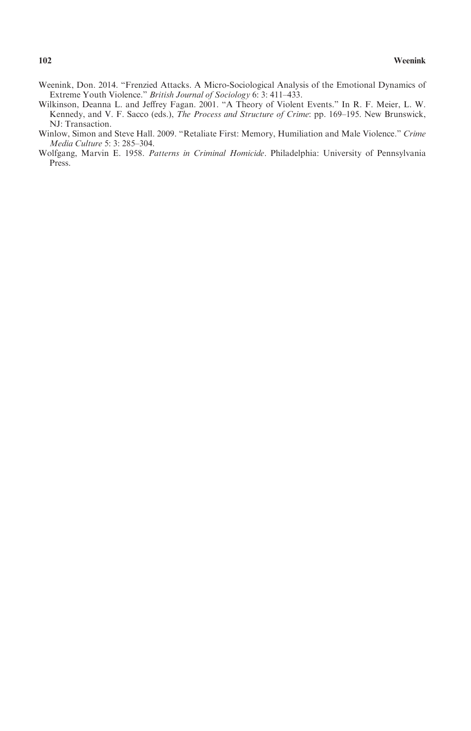Weenink, Don. 2014. "Frenzied Attacks. A Micro-Sociological Analysis of the Emotional Dynamics of Extreme Youth Violence." *British Journal of Sociology* 6: 3: 411–433.

Wilkinson, Deanna L. and Jeffrey Fagan. 2001. "A Theory of Violent Events." In R. F. Meier, L. W. Kennedy, and V. F. Sacco (eds.), *The Process and Structure of Crime*: pp. 169–195. New Brunswick, NJ: Transaction.

Winlow, Simon and Steve Hall. 2009. "Retaliate First: Memory, Humiliation and Male Violence." *Crime Media Culture* 5: 3: 285–304.

Wolfgang, Marvin E. 1958. *Patterns in Criminal Homicide*. Philadelphia: University of Pennsylvania Press.